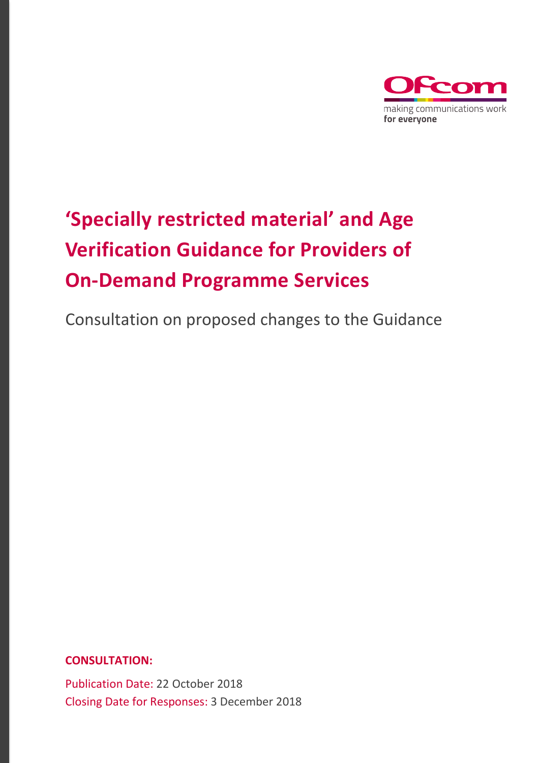Ofcom

making communications work
**for everyone**

# 'Specially restricted material' and Age Verification Guidance for Providers of On-Demand Programme Services

Consultation on proposed changes to the Guidance

**CONSULTATION:**

Publication Date: 22 October 2018
Closing Date for Responses: 3 December 2018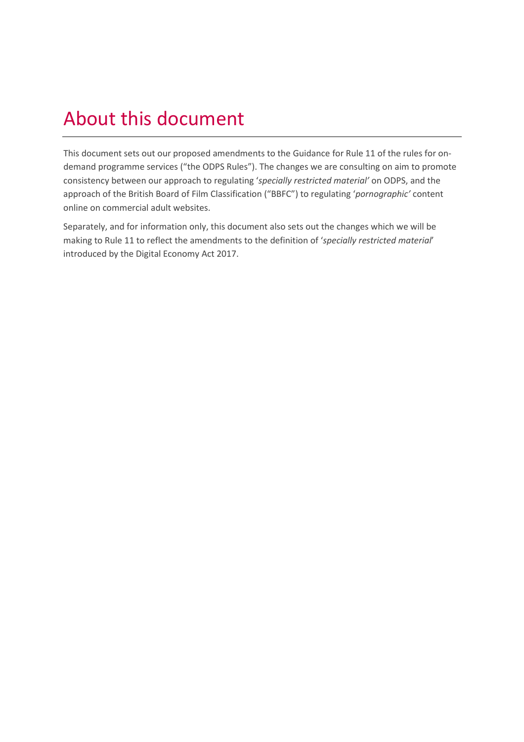# About this document

This document sets out our proposed amendments to the Guidance for Rule 11 of the rules for on-demand programme services ("the ODPS Rules"). The changes we are consulting on aim to promote consistency between our approach to regulating '*specially restricted material'* on ODPS, and the approach of the British Board of Film Classification ("BBFC") to regulating '*pornographic'* content online on commercial adult websites.

Separately, and for information only, this document also sets out the changes which we will be making to Rule 11 to reflect the amendments to the definition of '*specially restricted material*' introduced by the Digital Economy Act 2017.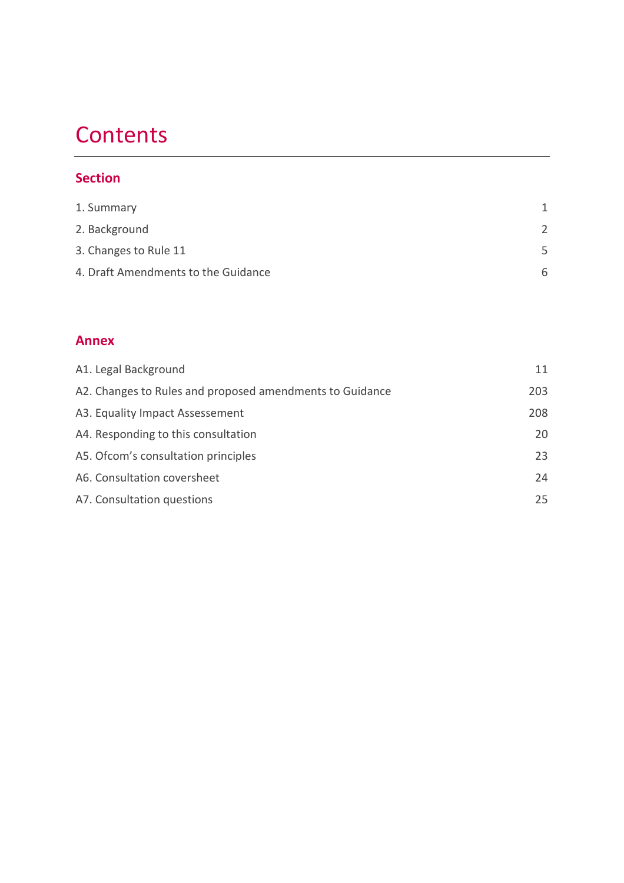# Contents

## Section

| | |
|---|---|
| 1. Summary | 1 |
| 2. Background | 2 |
| 3. Changes to Rule 11 | 5 |
| 4. Draft Amendments to the Guidance | 6 |

## Annex

| | |
|---|---|
| A1. Legal Background | 11 |
| A2. Changes to Rules and proposed amendments to Guidance | 203 |
| A3. Equality Impact Assessement | 208 |
| A4. Responding to this consultation | 20 |
| A5. Ofcom's consultation principles | 23 |
| A6. Consultation coversheet | 24 |
| A7. Consultation questions | 25 |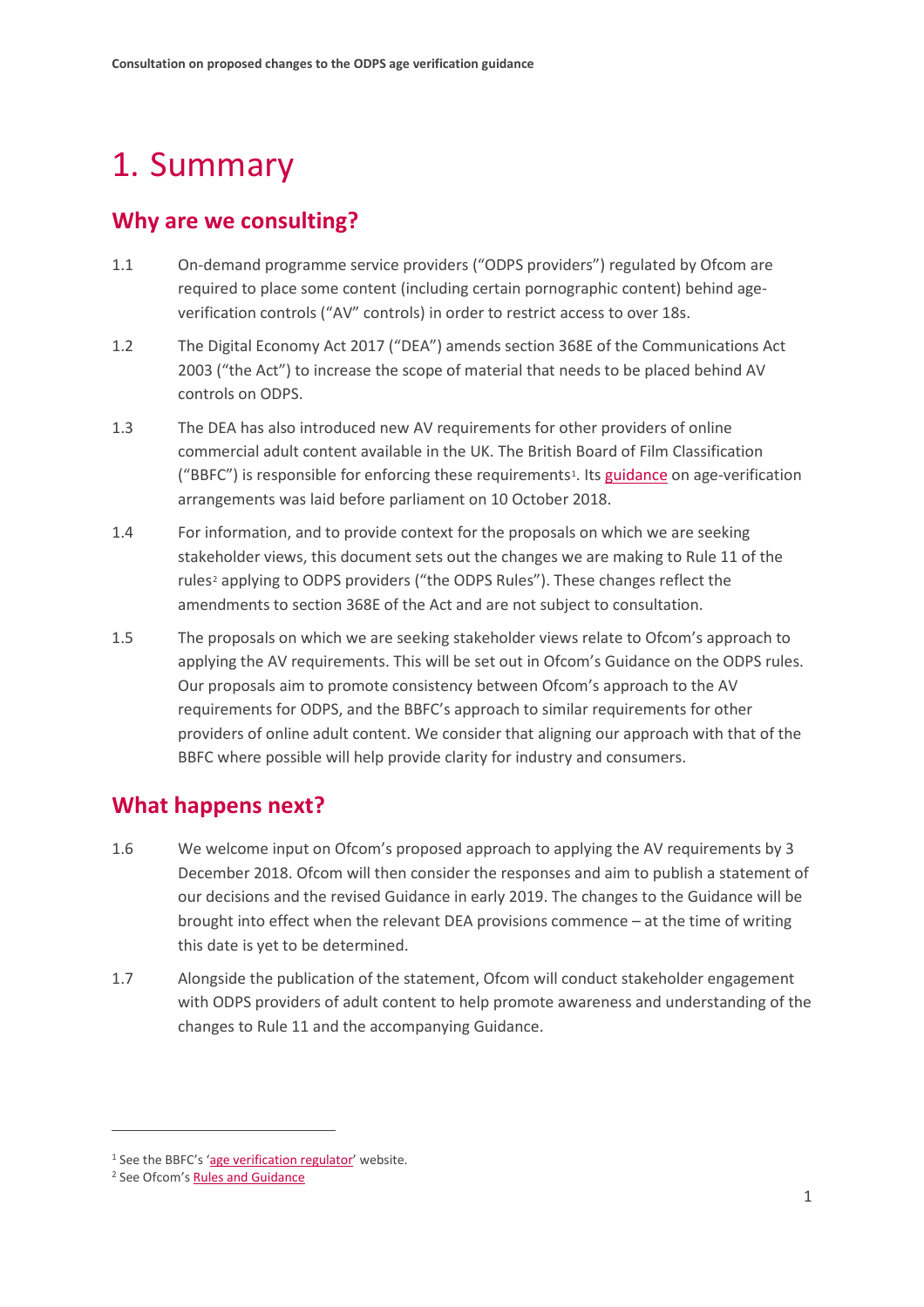# 1. Summary

## Why are we consulting?

1.1 On-demand programme service providers ("ODPS providers") regulated by Ofcom are required to place some content (including certain pornographic content) behind age-verification controls ("AV" controls) in order to restrict access to over 18s.

1.2 The Digital Economy Act 2017 ("DEA") amends section 368E of the Communications Act 2003 ("the Act") to increase the scope of material that needs to be placed behind AV controls on ODPS.

1.3 The DEA has also introduced new AV requirements for other providers of online commercial adult content available in the UK. The British Board of Film Classification ("BBFC") is responsible for enforcing these requirements[1]. Its guidance on age-verification arrangements was laid before parliament on 10 October 2018.

1.4 For information, and to provide context for the proposals on which we are seeking stakeholder views, this document sets out the changes we are making to Rule 11 of the rules[2] applying to ODPS providers ("the ODPS Rules"). These changes reflect the amendments to section 368E of the Act and are not subject to consultation.

1.5 The proposals on which we are seeking stakeholder views relate to Ofcom's approach to applying the AV requirements. This will be set out in Ofcom's Guidance on the ODPS rules. Our proposals aim to promote consistency between Ofcom's approach to the AV requirements for ODPS, and the BBFC's approach to similar requirements for other providers of online adult content. We consider that aligning our approach with that of the BBFC where possible will help provide clarity for industry and consumers.

## What happens next?

1.6 We welcome input on Ofcom's proposed approach to applying the AV requirements by 3 December 2018. Ofcom will then consider the responses and aim to publish a statement of our decisions and the revised Guidance in early 2019. The changes to the Guidance will be brought into effect when the relevant DEA provisions commence – at the time of writing this date is yet to be determined.

1.7 Alongside the publication of the statement, Ofcom will conduct stakeholder engagement with ODPS providers of adult content to help promote awareness and understanding of the changes to Rule 11 and the accompanying Guidance.

---

[1] See the BBFC's 'age verification regulator' website.

[2] See Ofcom's Rules and Guidance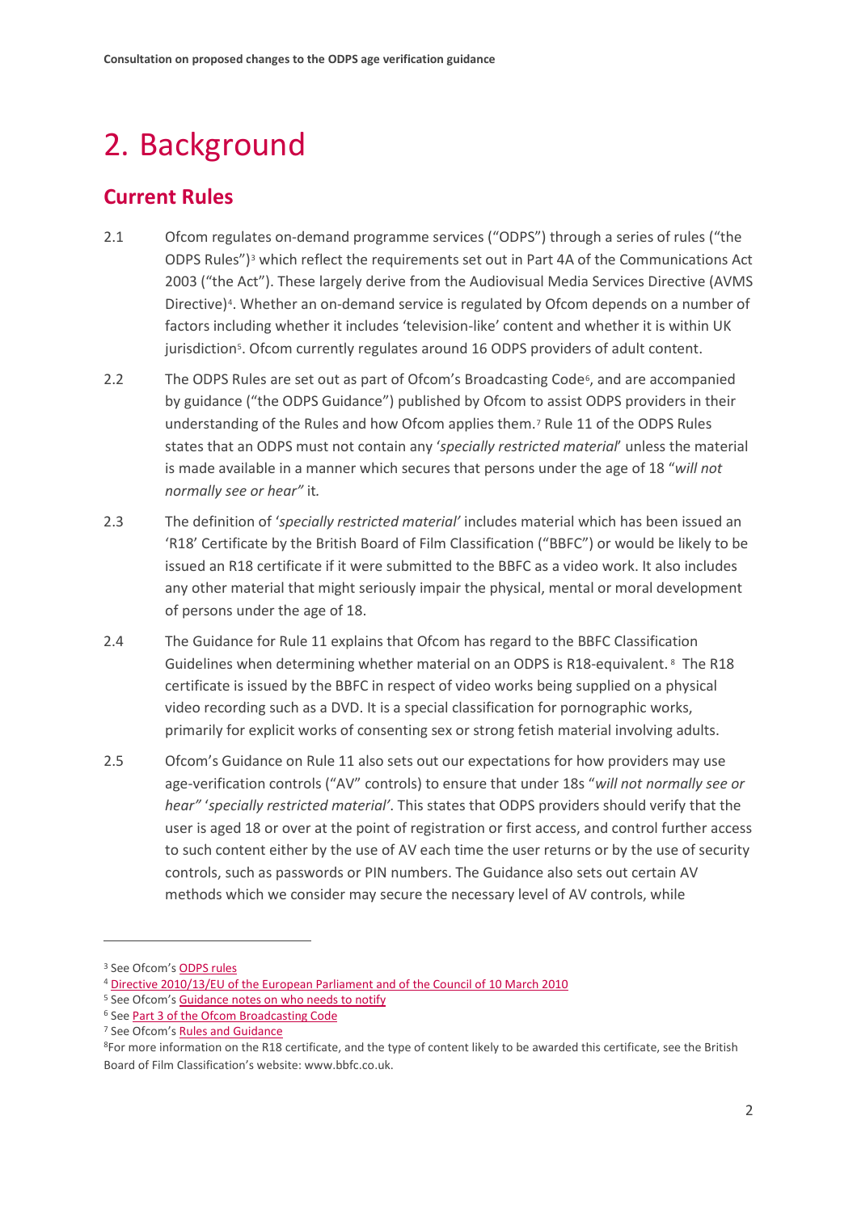# 2. Background

## Current Rules

2.1 Ofcom regulates on-demand programme services ("ODPS") through a series of rules ("the ODPS Rules")[3] which reflect the requirements set out in Part 4A of the Communications Act 2003 ("the Act"). These largely derive from the Audiovisual Media Services Directive (AVMS Directive)[4]. Whether an on-demand service is regulated by Ofcom depends on a number of factors including whether it includes 'television-like' content and whether it is within UK jurisdiction[5]. Ofcom currently regulates around 16 ODPS providers of adult content.

2.2 The ODPS Rules are set out as part of Ofcom's Broadcasting Code[6], and are accompanied by guidance ("the ODPS Guidance") published by Ofcom to assist ODPS providers in their understanding of the Rules and how Ofcom applies them.[7] Rule 11 of the ODPS Rules states that an ODPS must not contain any '*specially restricted material*' unless the material is made available in a manner which secures that persons under the age of 18 "*will not normally see or hear"* it.

2.3 The definition of '*specially restricted material'* includes material which has been issued an 'R18' Certificate by the British Board of Film Classification ("BBFC") or would be likely to be issued an R18 certificate if it were submitted to the BBFC as a video work. It also includes any other material that might seriously impair the physical, mental or moral development of persons under the age of 18.

2.4 The Guidance for Rule 11 explains that Ofcom has regard to the BBFC Classification Guidelines when determining whether material on an ODPS is R18-equivalent.[8] The R18 certificate is issued by the BBFC in respect of video works being supplied on a physical video recording such as a DVD. It is a special classification for pornographic works, primarily for explicit works of consenting sex or strong fetish material involving adults.

2.5 Ofcom's Guidance on Rule 11 also sets out our expectations for how providers may use age-verification controls ("AV" controls) to ensure that under 18s "*will not normally see or hear"* '*specially restricted material'*. This states that ODPS providers should verify that the user is aged 18 or over at the point of registration or first access, and control further access to such content either by the use of AV each time the user returns or by the use of security controls, such as passwords or PIN numbers. The Guidance also sets out certain AV methods which we consider may secure the necessary level of AV controls, while

---

[3] See Ofcom's ODPS rules

[4] Directive 2010/13/EU of the European Parliament and of the Council of 10 March 2010

[5] See Ofcom's Guidance notes on who needs to notify

[6] See Part 3 of the Ofcom Broadcasting Code

[7] See Ofcom's Rules and Guidance

[8] For more information on the R18 certificate, and the type of content likely to be awarded this certificate, see the British Board of Film Classification's website: www.bbfc.co.uk.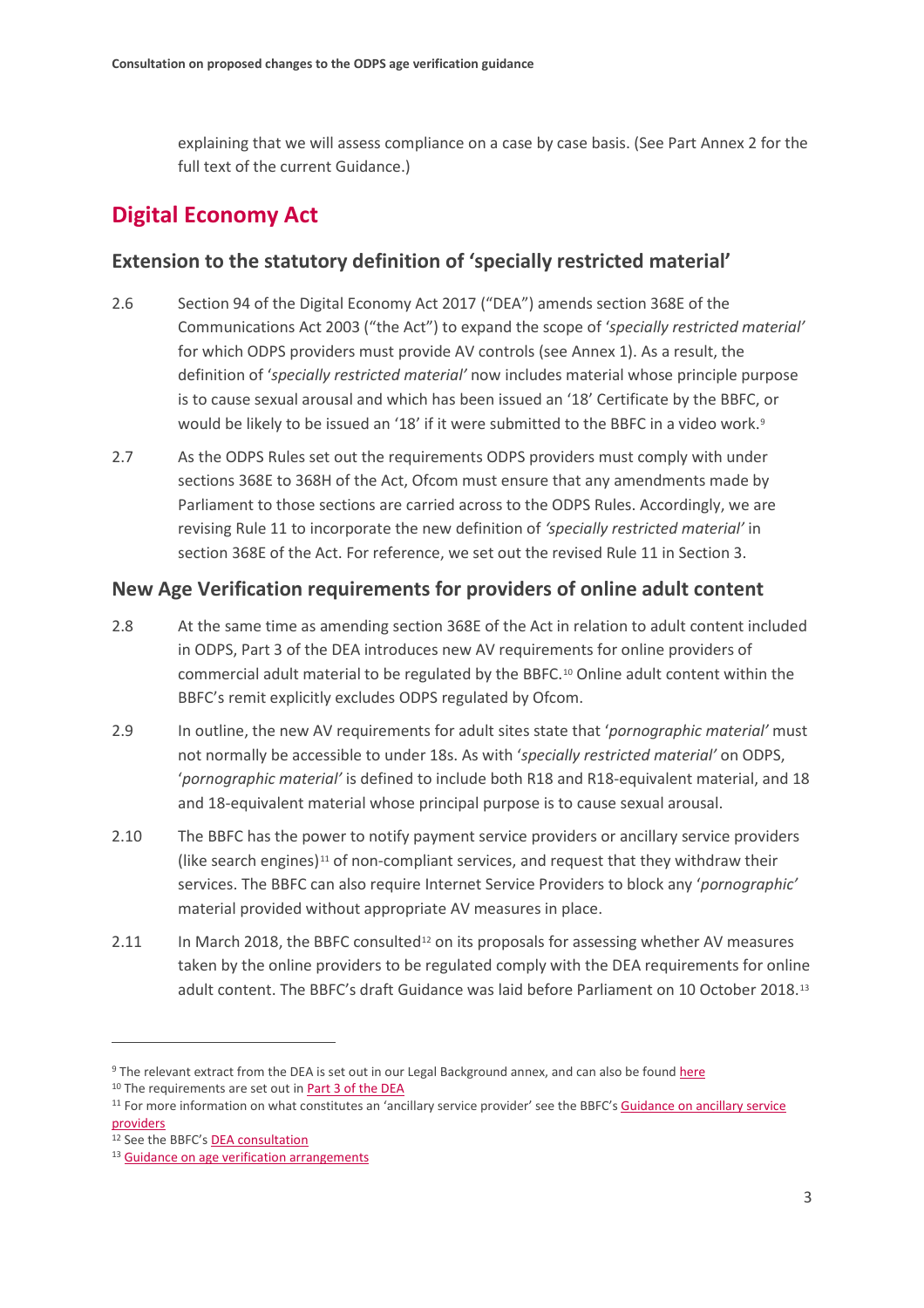explaining that we will assess compliance on a case by case basis. (See Part Annex 2 for the full text of the current Guidance.)

## Digital Economy Act

### Extension to the statutory definition of 'specially restricted material'

2.6 Section 94 of the Digital Economy Act 2017 ("DEA") amends section 368E of the Communications Act 2003 ("the Act") to expand the scope of '*specially restricted material'* for which ODPS providers must provide AV controls (see Annex 1). As a result, the definition of '*specially restricted material'* now includes material whose principle purpose is to cause sexual arousal and which has been issued an '18' Certificate by the BBFC, or would be likely to be issued an '18' if it were submitted to the BBFC in a video work.[9]

2.7 As the ODPS Rules set out the requirements ODPS providers must comply with under sections 368E to 368H of the Act, Ofcom must ensure that any amendments made by Parliament to those sections are carried across to the ODPS Rules. Accordingly, we are revising Rule 11 to incorporate the new definition of *'specially restricted material'* in section 368E of the Act. For reference, we set out the revised Rule 11 in Section 3.

### New Age Verification requirements for providers of online adult content

2.8 At the same time as amending section 368E of the Act in relation to adult content included in ODPS, Part 3 of the DEA introduces new AV requirements for online providers of commercial adult material to be regulated by the BBFC.[10] Online adult content within the BBFC's remit explicitly excludes ODPS regulated by Ofcom.

2.9 In outline, the new AV requirements for adult sites state that '*pornographic material'* must not normally be accessible to under 18s. As with '*specially restricted material'* on ODPS, '*pornographic material'* is defined to include both R18 and R18-equivalent material, and 18 and 18-equivalent material whose principal purpose is to cause sexual arousal.

2.10 The BBFC has the power to notify payment service providers or ancillary service providers (like search engines)[11] of non-compliant services, and request that they withdraw their services. The BBFC can also require Internet Service Providers to block any '*pornographic'* material provided without appropriate AV measures in place.

2.11 In March 2018, the BBFC consulted[12] on its proposals for assessing whether AV measures taken by the online providers to be regulated comply with the DEA requirements for online adult content. The BBFC's draft Guidance was laid before Parliament on 10 October 2018.[13]

---

[9] The relevant extract from the DEA is set out in our Legal Background annex, and can also be found here

[10] The requirements are set out in Part 3 of the DEA

[11] For more information on what constitutes an 'ancillary service provider' see the BBFC's Guidance on ancillary service providers

[12] See the BBFC's DEA consultation

[13] Guidance on age verification arrangements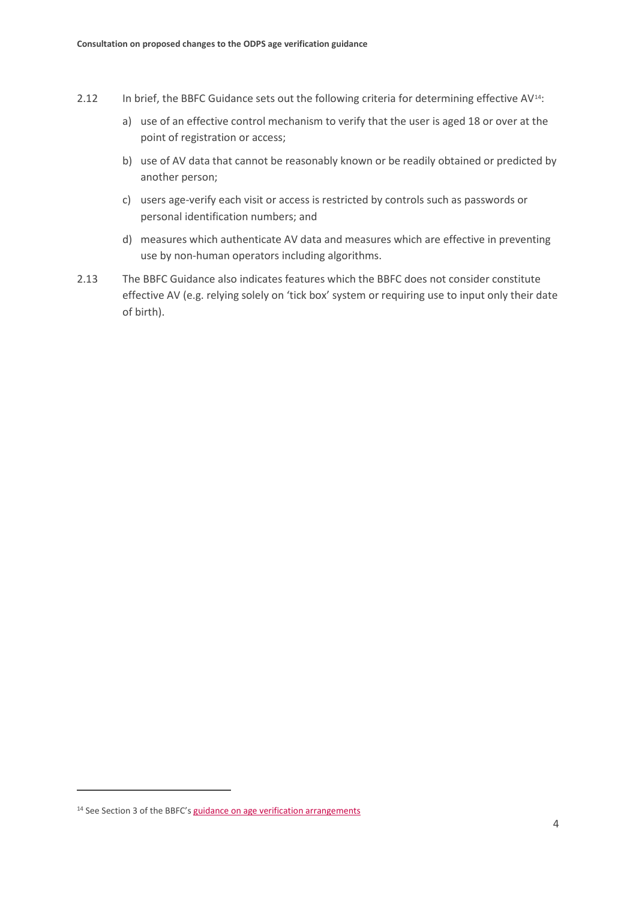2.12 In brief, the BBFC Guidance sets out the following criteria for determining effective AV[14]:

a) use of an effective control mechanism to verify that the user is aged 18 or over at the point of registration or access;

b) use of AV data that cannot be reasonably known or be readily obtained or predicted by another person;

c) users age-verify each visit or access is restricted by controls such as passwords or personal identification numbers; and

d) measures which authenticate AV data and measures which are effective in preventing use by non-human operators including algorithms.

2.13 The BBFC Guidance also indicates features which the BBFC does not consider constitute effective AV (e.g. relying solely on 'tick box' system or requiring use to input only their date of birth).

[14] See Section 3 of the BBFC's guidance on age verification arrangements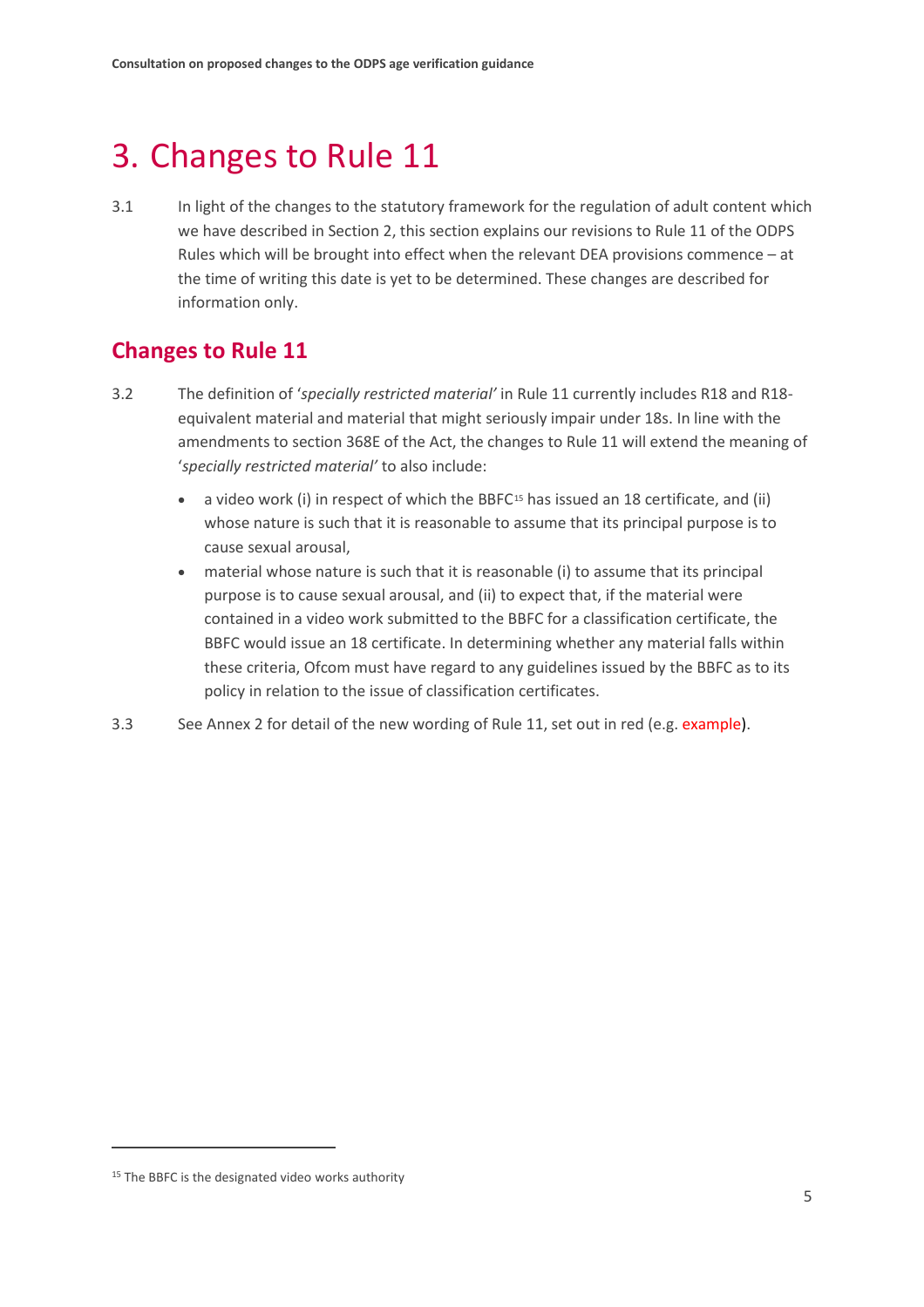# 3. Changes to Rule 11

3.1 In light of the changes to the statutory framework for the regulation of adult content which we have described in Section 2, this section explains our revisions to Rule 11 of the ODPS Rules which will be brought into effect when the relevant DEA provisions commence – at the time of writing this date is yet to be determined. These changes are described for information only.

## Changes to Rule 11

3.2 The definition of '*specially restricted material*' in Rule 11 currently includes R18 and R18-equivalent material and material that might seriously impair under 18s. In line with the amendments to section 368E of the Act, the changes to Rule 11 will extend the meaning of '*specially restricted material*' to also include:

- a video work (i) in respect of which the BBFC[15] has issued an 18 certificate, and (ii) whose nature is such that it is reasonable to assume that its principal purpose is to cause sexual arousal,
- material whose nature is such that it is reasonable (i) to assume that its principal purpose is to cause sexual arousal, and (ii) to expect that, if the material were contained in a video work submitted to the BBFC for a classification certificate, the BBFC would issue an 18 certificate. In determining whether any material falls within these criteria, Ofcom must have regard to any guidelines issued by the BBFC as to its policy in relation to the issue of classification certificates.

3.3 See Annex 2 for detail of the new wording of Rule 11, set out in red (e.g. example).

[15] The BBFC is the designated video works authority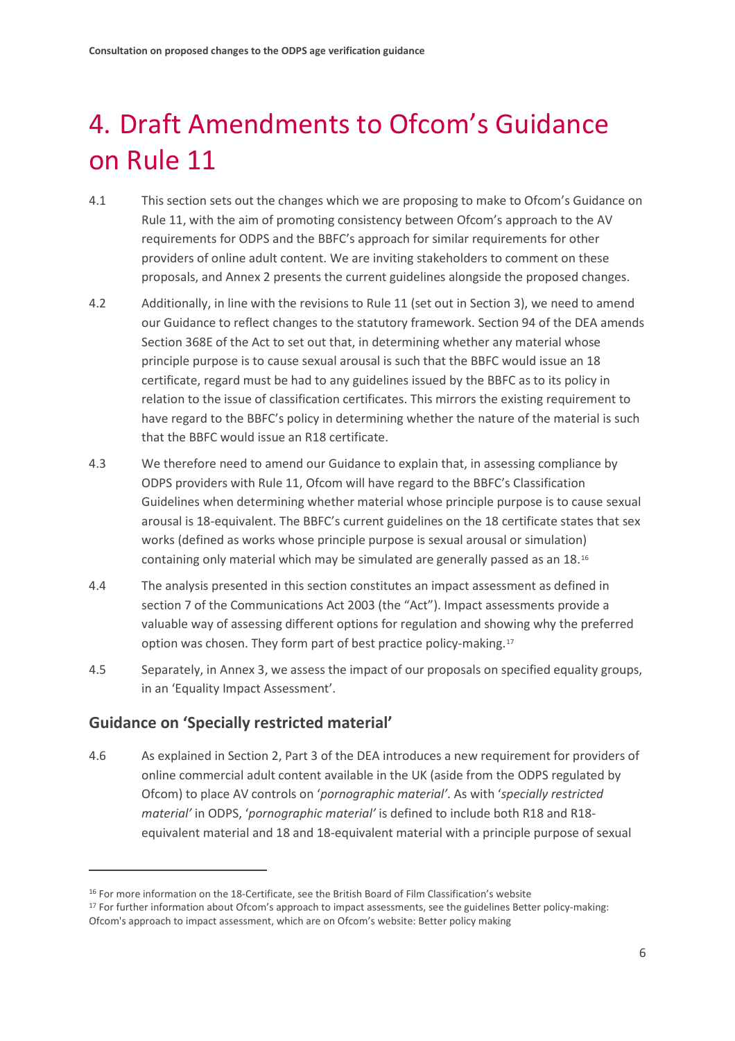# 4. Draft Amendments to Ofcom's Guidance on Rule 11

4.1 This section sets out the changes which we are proposing to make to Ofcom's Guidance on Rule 11, with the aim of promoting consistency between Ofcom's approach to the AV requirements for ODPS and the BBFC's approach for similar requirements for other providers of online adult content. We are inviting stakeholders to comment on these proposals, and Annex 2 presents the current guidelines alongside the proposed changes.

4.2 Additionally, in line with the revisions to Rule 11 (set out in Section 3), we need to amend our Guidance to reflect changes to the statutory framework. Section 94 of the DEA amends Section 368E of the Act to set out that, in determining whether any material whose principle purpose is to cause sexual arousal is such that the BBFC would issue an 18 certificate, regard must be had to any guidelines issued by the BBFC as to its policy in relation to the issue of classification certificates. This mirrors the existing requirement to have regard to the BBFC's policy in determining whether the nature of the material is such that the BBFC would issue an R18 certificate.

4.3 We therefore need to amend our Guidance to explain that, in assessing compliance by ODPS providers with Rule 11, Ofcom will have regard to the BBFC's Classification Guidelines when determining whether material whose principle purpose is to cause sexual arousal is 18-equivalent. The BBFC's current guidelines on the 18 certificate states that sex works (defined as works whose principle purpose is sexual arousal or simulation) containing only material which may be simulated are generally passed as an 18.[16]

4.4 The analysis presented in this section constitutes an impact assessment as defined in section 7 of the Communications Act 2003 (the "Act"). Impact assessments provide a valuable way of assessing different options for regulation and showing why the preferred option was chosen. They form part of best practice policy-making.[17]

4.5 Separately, in Annex 3, we assess the impact of our proposals on specified equality groups, in an 'Equality Impact Assessment'.

## Guidance on 'Specially restricted material'

4.6 As explained in Section 2, Part 3 of the DEA introduces a new requirement for providers of online commercial adult content available in the UK (aside from the ODPS regulated by Ofcom) to place AV controls on '*pornographic material*'. As with '*specially restricted material*' in ODPS, '*pornographic material*' is defined to include both R18 and R18-equivalent material and 18 and 18-equivalent material with a principle purpose of sexual

---

[16] For more information on the 18-Certificate, see the British Board of Film Classification's website

[17] For further information about Ofcom's approach to impact assessments, see the guidelines Better policy-making: Ofcom's approach to impact assessment, which are on Ofcom's website: Better policy making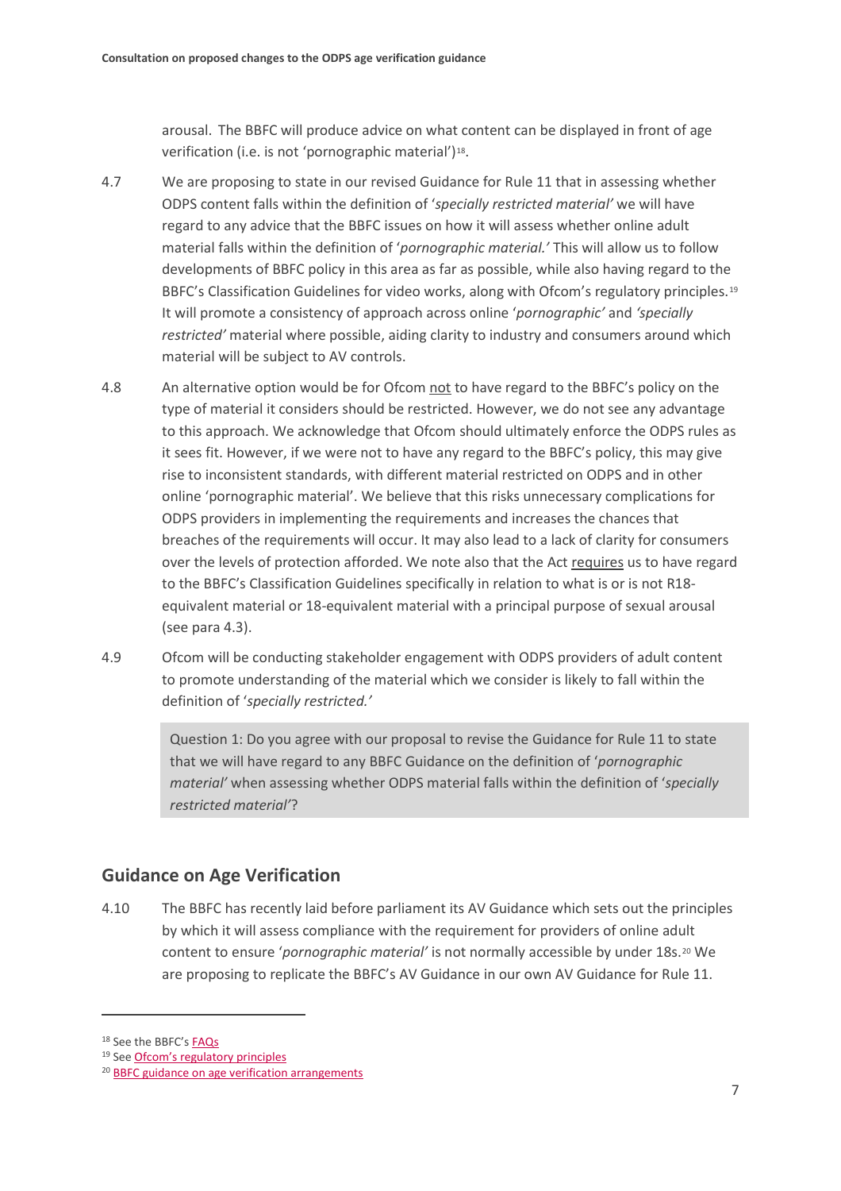arousal. The BBFC will produce advice on what content can be displayed in front of age verification (i.e. is not 'pornographic material')[18].

4.7 We are proposing to state in our revised Guidance for Rule 11 that in assessing whether ODPS content falls within the definition of '*specially restricted material'* we will have regard to any advice that the BBFC issues on how it will assess whether online adult material falls within the definition of '*pornographic material.'* This will allow us to follow developments of BBFC policy in this area as far as possible, while also having regard to the BBFC's Classification Guidelines for video works, along with Ofcom's regulatory principles.[19] It will promote a consistency of approach across online '*pornographic'* and *'specially restricted'* material where possible, aiding clarity to industry and consumers around which material will be subject to AV controls.

4.8 An alternative option would be for Ofcom not to have regard to the BBFC's policy on the type of material it considers should be restricted. However, we do not see any advantage to this approach. We acknowledge that Ofcom should ultimately enforce the ODPS rules as it sees fit. However, if we were not to have any regard to the BBFC's policy, this may give rise to inconsistent standards, with different material restricted on ODPS and in other online 'pornographic material'. We believe that this risks unnecessary complications for ODPS providers in implementing the requirements and increases the chances that breaches of the requirements will occur. It may also lead to a lack of clarity for consumers over the levels of protection afforded. We note also that the Act requires us to have regard to the BBFC's Classification Guidelines specifically in relation to what is or is not R18-equivalent material or 18-equivalent material with a principal purpose of sexual arousal (see para 4.3).

4.9 Ofcom will be conducting stakeholder engagement with ODPS providers of adult content to promote understanding of the material which we consider is likely to fall within the definition of '*specially restricted.'*

> Question 1: Do you agree with our proposal to revise the Guidance for Rule 11 to state that we will have regard to any BBFC Guidance on the definition of '*pornographic material'* when assessing whether ODPS material falls within the definition of '*specially restricted material'*?

## Guidance on Age Verification

4.10 The BBFC has recently laid before parliament its AV Guidance which sets out the principles by which it will assess compliance with the requirement for providers of online adult content to ensure '*pornographic material'* is not normally accessible by under 18s.[20] We are proposing to replicate the BBFC's AV Guidance in our own AV Guidance for Rule 11.

---

[18] See the BBFC's FAQs

[19] See Ofcom's regulatory principles

[20] BBFC guidance on age verification arrangements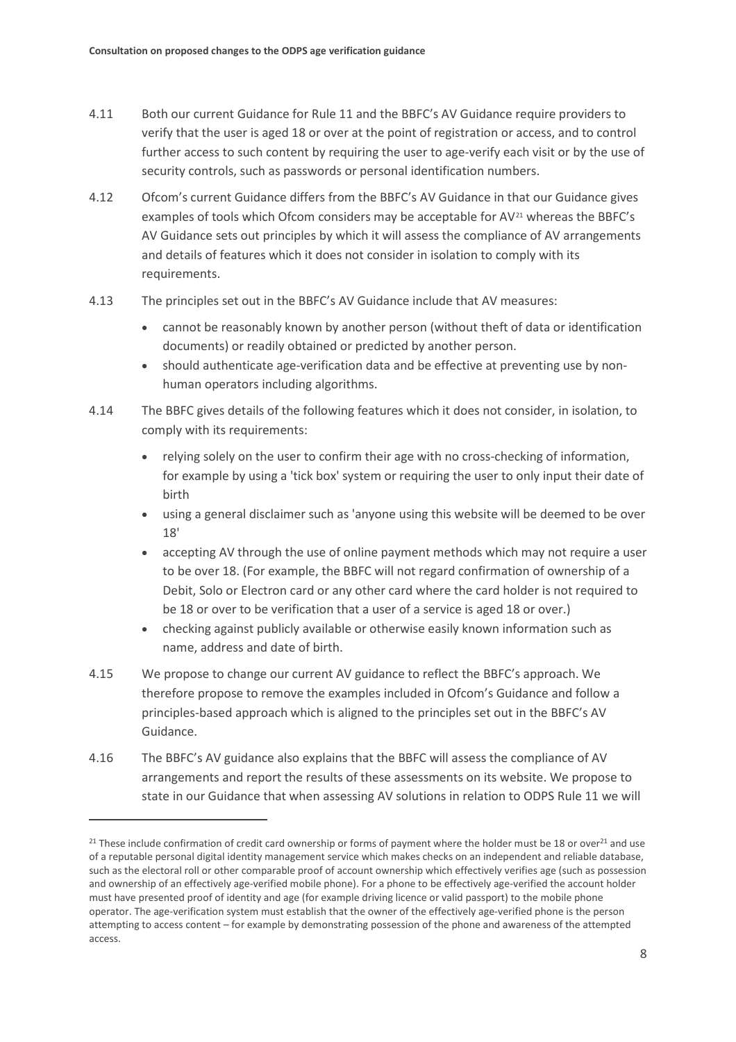4.11 Both our current Guidance for Rule 11 and the BBFC's AV Guidance require providers to verify that the user is aged 18 or over at the point of registration or access, and to control further access to such content by requiring the user to age-verify each visit or by the use of security controls, such as passwords or personal identification numbers.

4.12 Ofcom's current Guidance differs from the BBFC's AV Guidance in that our Guidance gives examples of tools which Ofcom considers may be acceptable for AV[21] whereas the BBFC's AV Guidance sets out principles by which it will assess the compliance of AV arrangements and details of features which it does not consider in isolation to comply with its requirements.

4.13 The principles set out in the BBFC's AV Guidance include that AV measures:

- cannot be reasonably known by another person (without theft of data or identification documents) or readily obtained or predicted by another person.
- should authenticate age-verification data and be effective at preventing use by non-human operators including algorithms.

4.14 The BBFC gives details of the following features which it does not consider, in isolation, to comply with its requirements:

- relying solely on the user to confirm their age with no cross-checking of information, for example by using a 'tick box' system or requiring the user to only input their date of birth
- using a general disclaimer such as 'anyone using this website will be deemed to be over 18'
- accepting AV through the use of online payment methods which may not require a user to be over 18. (For example, the BBFC will not regard confirmation of ownership of a Debit, Solo or Electron card or any other card where the card holder is not required to be 18 or over to be verification that a user of a service is aged 18 or over.)
- checking against publicly available or otherwise easily known information such as name, address and date of birth.

4.15 We propose to change our current AV guidance to reflect the BBFC's approach. We therefore propose to remove the examples included in Ofcom's Guidance and follow a principles-based approach which is aligned to the principles set out in the BBFC's AV Guidance.

4.16 The BBFC's AV guidance also explains that the BBFC will assess the compliance of AV arrangements and report the results of these assessments on its website. We propose to state in our Guidance that when assessing AV solutions in relation to ODPS Rule 11 we will

---

[21] These include confirmation of credit card ownership or forms of payment where the holder must be 18 or over[21] and use of a reputable personal digital identity management service which makes checks on an independent and reliable database, such as the electoral roll or other comparable proof of account ownership which effectively verifies age (such as possession and ownership of an effectively age-verified mobile phone). For a phone to be effectively age-verified the account holder must have presented proof of identity and age (for example driving licence or valid passport) to the mobile phone operator. The age-verification system must establish that the owner of the effectively age-verified phone is the person attempting to access content – for example by demonstrating possession of the phone and awareness of the attempted access.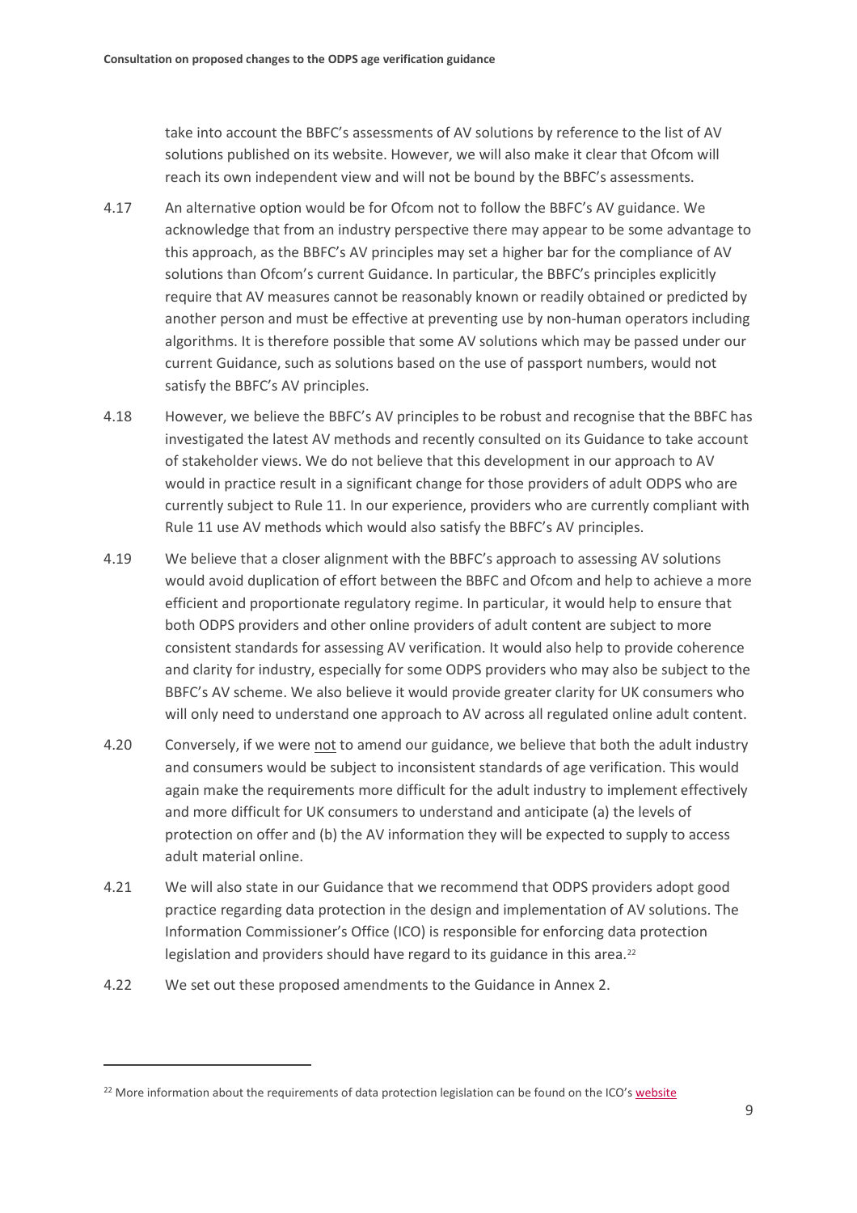take into account the BBFC's assessments of AV solutions by reference to the list of AV solutions published on its website. However, we will also make it clear that Ofcom will reach its own independent view and will not be bound by the BBFC's assessments.

4.17 An alternative option would be for Ofcom not to follow the BBFC's AV guidance. We acknowledge that from an industry perspective there may appear to be some advantage to this approach, as the BBFC's AV principles may set a higher bar for the compliance of AV solutions than Ofcom's current Guidance. In particular, the BBFC's principles explicitly require that AV measures cannot be reasonably known or readily obtained or predicted by another person and must be effective at preventing use by non-human operators including algorithms. It is therefore possible that some AV solutions which may be passed under our current Guidance, such as solutions based on the use of passport numbers, would not satisfy the BBFC's AV principles.

4.18 However, we believe the BBFC's AV principles to be robust and recognise that the BBFC has investigated the latest AV methods and recently consulted on its Guidance to take account of stakeholder views. We do not believe that this development in our approach to AV would in practice result in a significant change for those providers of adult ODPS who are currently subject to Rule 11. In our experience, providers who are currently compliant with Rule 11 use AV methods which would also satisfy the BBFC's AV principles.

4.19 We believe that a closer alignment with the BBFC's approach to assessing AV solutions would avoid duplication of effort between the BBFC and Ofcom and help to achieve a more efficient and proportionate regulatory regime. In particular, it would help to ensure that both ODPS providers and other online providers of adult content are subject to more consistent standards for assessing AV verification. It would also help to provide coherence and clarity for industry, especially for some ODPS providers who may also be subject to the BBFC's AV scheme. We also believe it would provide greater clarity for UK consumers who will only need to understand one approach to AV across all regulated online adult content.

4.20 Conversely, if we were <u>not</u> to amend our guidance, we believe that both the adult industry and consumers would be subject to inconsistent standards of age verification. This would again make the requirements more difficult for the adult industry to implement effectively and more difficult for UK consumers to understand and anticipate (a) the levels of protection on offer and (b) the AV information they will be expected to supply to access adult material online.

4.21 We will also state in our Guidance that we recommend that ODPS providers adopt good practice regarding data protection in the design and implementation of AV solutions. The Information Commissioner's Office (ICO) is responsible for enforcing data protection legislation and providers should have regard to its guidance in this area.[22]

4.22 We set out these proposed amendments to the Guidance in Annex 2.

---

[22] More information about the requirements of data protection legislation can be found on the ICO's website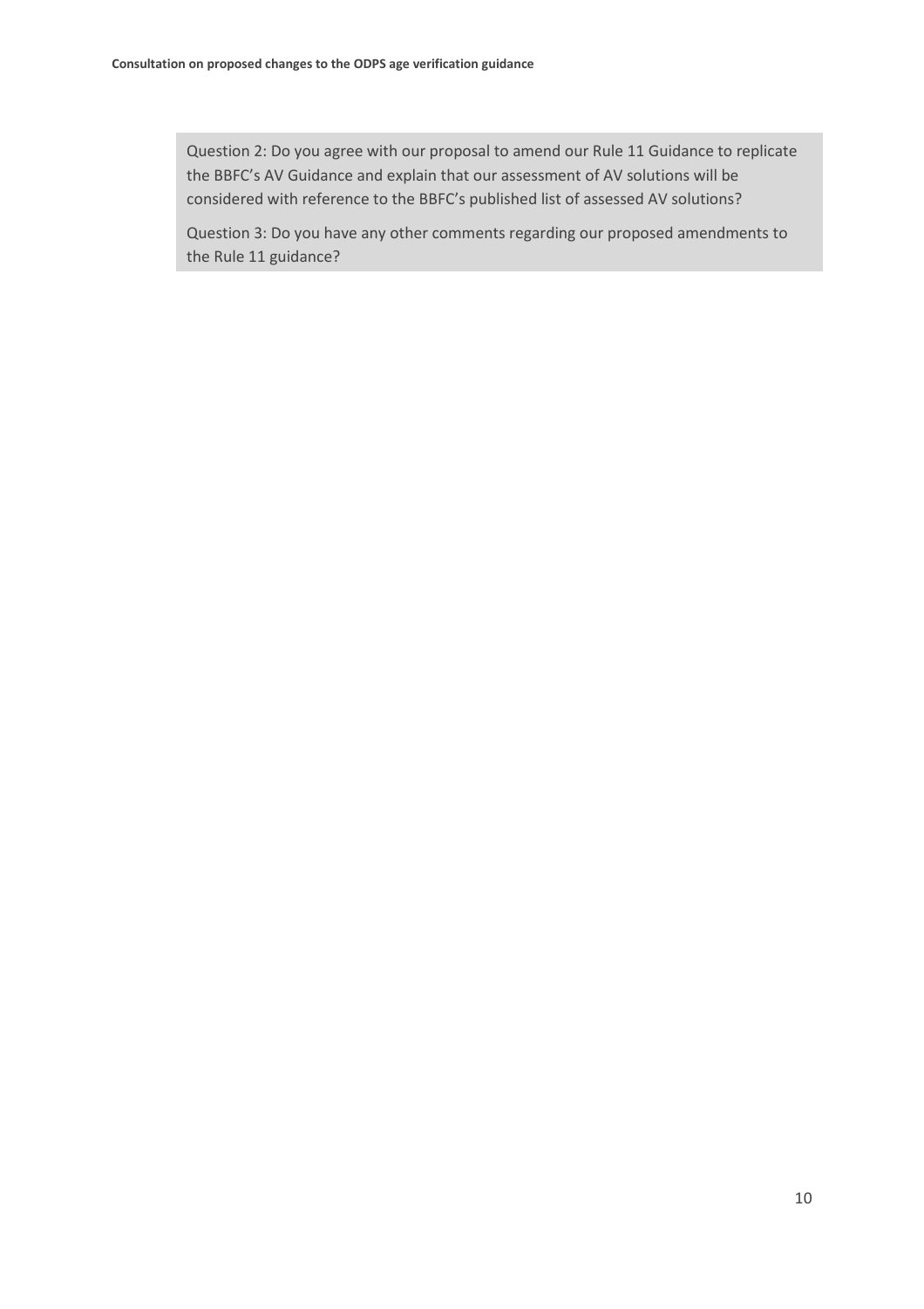Question 2: Do you agree with our proposal to amend our Rule 11 Guidance to replicate the BBFC's AV Guidance and explain that our assessment of AV solutions will be considered with reference to the BBFC's published list of assessed AV solutions?

Question 3: Do you have any other comments regarding our proposed amendments to the Rule 11 guidance?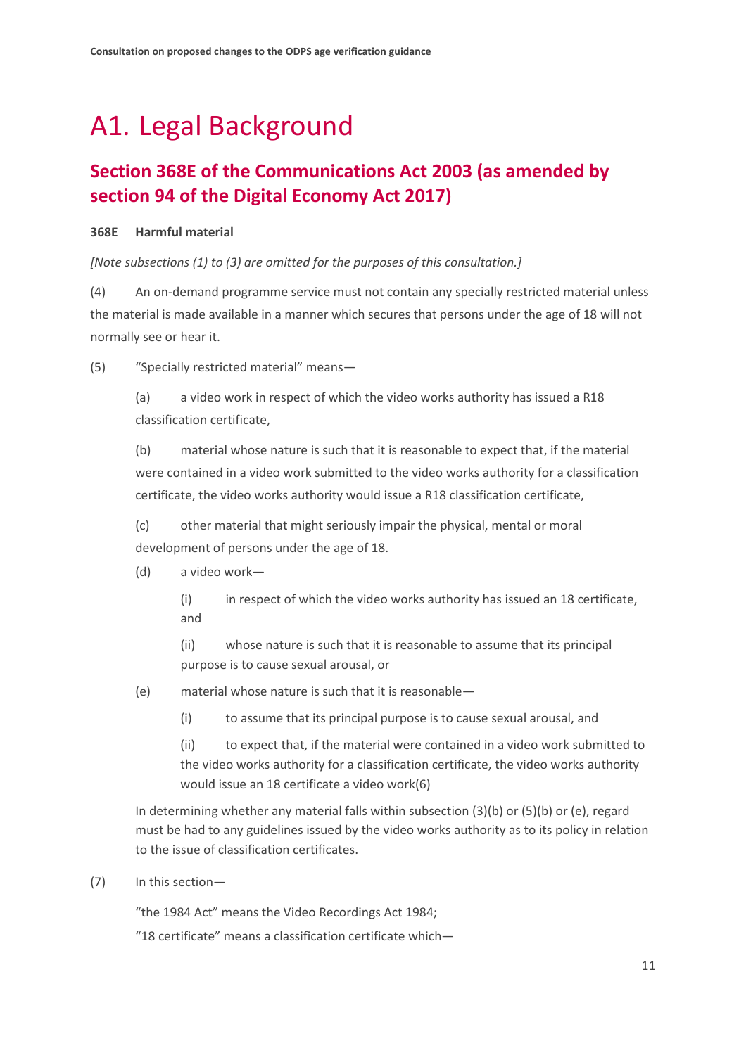# A1. Legal Background

## Section 368E of the Communications Act 2003 (as amended by section 94 of the Digital Economy Act 2017)

**368E Harmful material**

*[Note subsections (1) to (3) are omitted for the purposes of this consultation.]*

(4) An on-demand programme service must not contain any specially restricted material unless the material is made available in a manner which secures that persons under the age of 18 will not normally see or hear it.

(5) "Specially restricted material" means—

(a) a video work in respect of which the video works authority has issued a R18 classification certificate,

(b) material whose nature is such that it is reasonable to expect that, if the material were contained in a video work submitted to the video works authority for a classification certificate, the video works authority would issue a R18 classification certificate,

(c) other material that might seriously impair the physical, mental or moral development of persons under the age of 18.

(d) a video work—

(i) in respect of which the video works authority has issued an 18 certificate, and

(ii) whose nature is such that it is reasonable to assume that its principal purpose is to cause sexual arousal, or

(e) material whose nature is such that it is reasonable—

(i) to assume that its principal purpose is to cause sexual arousal, and

(ii) to expect that, if the material were contained in a video work submitted to the video works authority for a classification certificate, the video works authority would issue an 18 certificate a video work(6)

In determining whether any material falls within subsection (3)(b) or (5)(b) or (e), regard must be had to any guidelines issued by the video works authority as to its policy in relation to the issue of classification certificates.

(7) In this section—

"the 1984 Act" means the Video Recordings Act 1984;

"18 certificate" means a classification certificate which—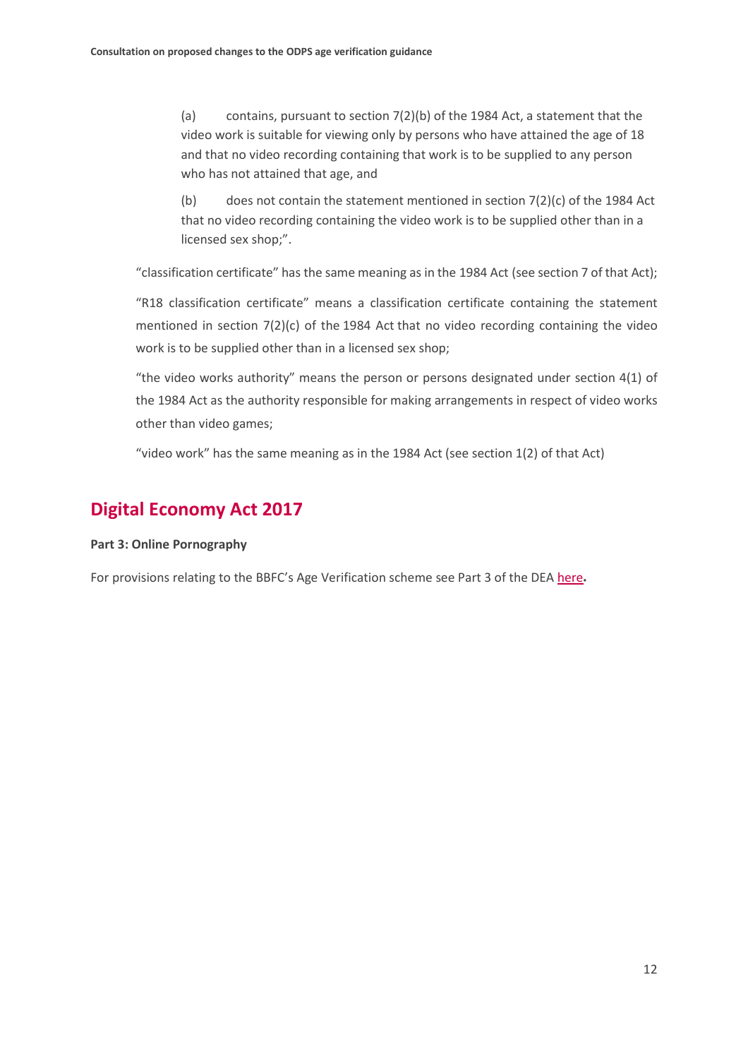(a) contains, pursuant to section 7(2)(b) of the 1984 Act, a statement that the video work is suitable for viewing only by persons who have attained the age of 18 and that no video recording containing that work is to be supplied to any person who has not attained that age, and

(b) does not contain the statement mentioned in section 7(2)(c) of the 1984 Act that no video recording containing the video work is to be supplied other than in a licensed sex shop;".

"classification certificate" has the same meaning as in the 1984 Act (see section 7 of that Act);

"R18 classification certificate" means a classification certificate containing the statement mentioned in section 7(2)(c) of the 1984 Act that no video recording containing the video work is to be supplied other than in a licensed sex shop;

"the video works authority" means the person or persons designated under section 4(1) of the 1984 Act as the authority responsible for making arrangements in respect of video works other than video games;

"video work" has the same meaning as in the 1984 Act (see section 1(2) of that Act)

## Digital Economy Act 2017

**Part 3: Online Pornography**

For provisions relating to the BBFC's Age Verification scheme see Part 3 of the DEA here**.**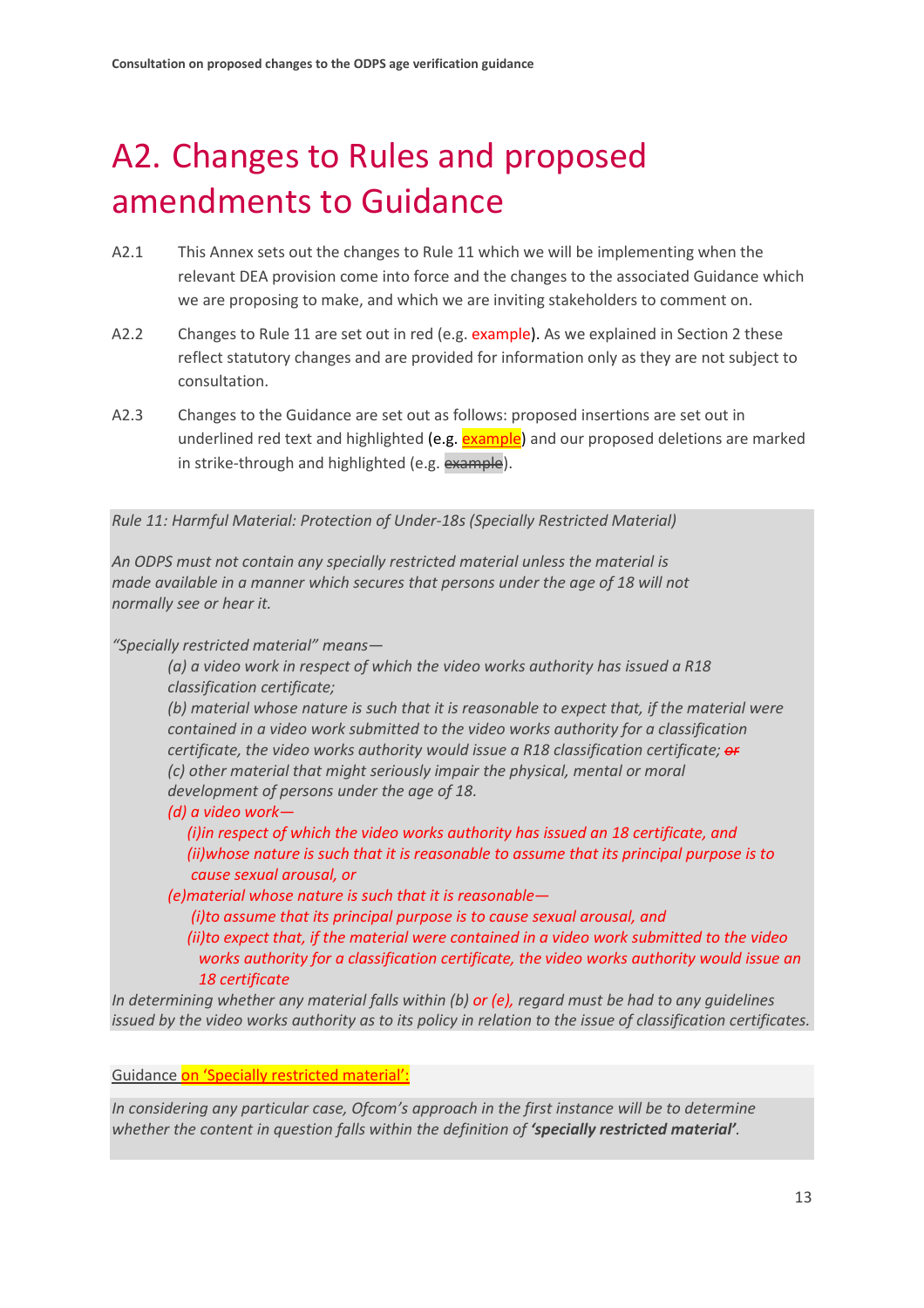# A2. Changes to Rules and proposed amendments to Guidance

A2.1 This Annex sets out the changes to Rule 11 which we will be implementing when the relevant DEA provision come into force and the changes to the associated Guidance which we are proposing to make, and which we are inviting stakeholders to comment on.

A2.2 Changes to Rule 11 are set out in red (e.g. example). As we explained in Section 2 these reflect statutory changes and are provided for information only as they are not subject to consultation.

A2.3 Changes to the Guidance are set out as follows: proposed insertions are set out in underlined red text and highlighted (e.g. <u>example</u>) and our proposed deletions are marked in strike-through and highlighted (e.g. ~~example~~).

*Rule 11: Harmful Material: Protection of Under-18s (Specially Restricted Material)*

*An ODPS must not contain any specially restricted material unless the material is made available in a manner which secures that persons under the age of 18 will not normally see or hear it.*

*"Specially restricted material" means—*

*(a) a video work in respect of which the video works authority has issued a R18 classification certificate;*

*(b) material whose nature is such that it is reasonable to expect that, if the material were contained in a video work submitted to the video works authority for a classification certificate, the video works authority would issue a R18 classification certificate; ~~or~~*

*(c) other material that might seriously impair the physical, mental or moral development of persons under the age of 18.*

*(d) a video work—*

*(i)in respect of which the video works authority has issued an 18 certificate, and*

*(ii)whose nature is such that it is reasonable to assume that its principal purpose is to cause sexual arousal, or*

*(e)material whose nature is such that it is reasonable—*

*(i)to assume that its principal purpose is to cause sexual arousal, and*

*(ii)to expect that, if the material were contained in a video work submitted to the video works authority for a classification certificate, the video works authority would issue an 18 certificate*

*In determining whether any material falls within (b) or (e), regard must be had to any guidelines issued by the video works authority as to its policy in relation to the issue of classification certificates.*

<u>Guidance on 'Specially restricted material':</u>

*In considering any particular case, Ofcom's approach in the first instance will be to determine whether the content in question falls within the definition of **'specially restricted material'**.*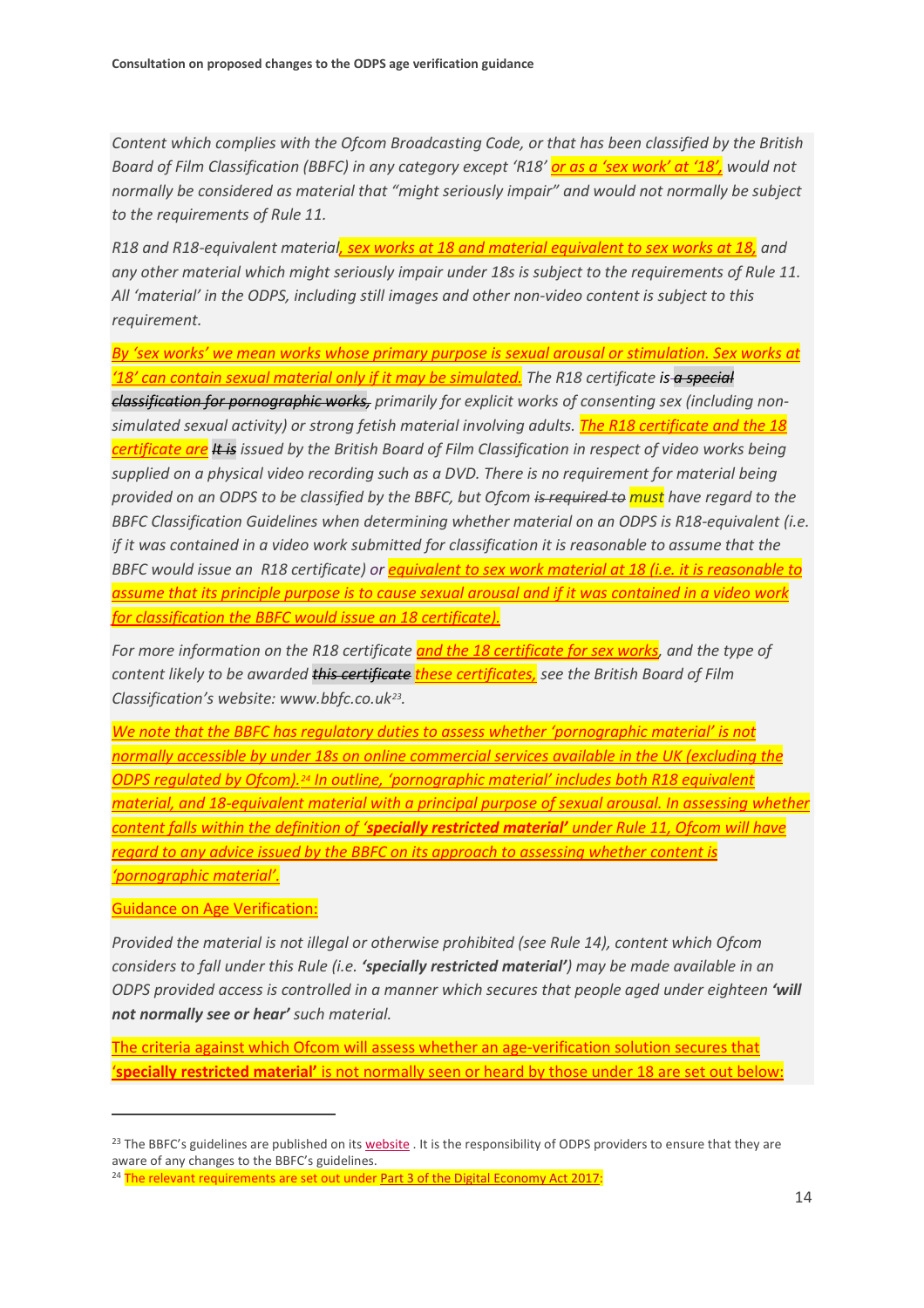*Content which complies with the Ofcom Broadcasting Code, or that has been classified by the British Board of Film Classification (BBFC) in any category except 'R18' or as a 'sex work' at '18', would not normally be considered as material that "might seriously impair" and would not normally be subject to the requirements of Rule 11.*

*R18 and R18-equivalent material, sex works at 18 and material equivalent to sex works at 18, and any other material which might seriously impair under 18s is subject to the requirements of Rule 11. All 'material' in the ODPS, including still images and other non-video content is subject to this requirement.*

*By 'sex works' we mean works whose primary purpose is sexual arousal or stimulation. Sex works at '18' can contain sexual material only if it may be simulated. The R18 certificate is ~~a special classification for pornographic works,~~ primarily for explicit works of consenting sex (including non-simulated sexual activity) or strong fetish material involving adults. The R18 certificate and the 18 certificate are ~~It is~~ issued by the British Board of Film Classification in respect of video works being supplied on a physical video recording such as a DVD. There is no requirement for material being provided on an ODPS to be classified by the BBFC, but Ofcom ~~is required to~~ must have regard to the BBFC Classification Guidelines when determining whether material on an ODPS is R18-equivalent (i.e. if it was contained in a video work submitted for classification it is reasonable to assume that the BBFC would issue an R18 certificate) or equivalent to sex work material at 18 (i.e. it is reasonable to assume that its principle purpose is to cause sexual arousal and if it was contained in a video work for classification the BBFC would issue an 18 certificate).*

*For more information on the R18 certificate and the 18 certificate for sex works, and the type of content likely to be awarded ~~this certificate~~ these certificates, see the British Board of Film Classification's website: www.bbfc.co.uk[23].*

*We note that the BBFC has regulatory duties to assess whether 'pornographic material' is not normally accessible by under 18s on online commercial services available in the UK (excluding the ODPS regulated by Ofcom).[24] In outline, 'pornographic material' includes both R18 equivalent material, and 18-equivalent material with a principal purpose of sexual arousal. In assessing whether content falls within the definition of **'specially restricted material'** under Rule 11, Ofcom will have regard to any advice issued by the BBFC on its approach to assessing whether content is 'pornographic material'.*

Guidance on Age Verification:

*Provided the material is not illegal or otherwise prohibited (see Rule 14), content which Ofcom considers to fall under this Rule (i.e. **'specially restricted material'**) may be made available in an ODPS provided access is controlled in a manner which secures that people aged under eighteen **'will not normally see or hear'** such material.*

The criteria against which Ofcom will assess whether an age-verification solution secures that '**specially restricted material'** is not normally seen or heard by those under 18 are set out below:

---

[23] The BBFC's guidelines are published on its website . It is the responsibility of ODPS providers to ensure that they are aware of any changes to the BBFC's guidelines.

[24] The relevant requirements are set out under Part 3 of the Digital Economy Act 2017: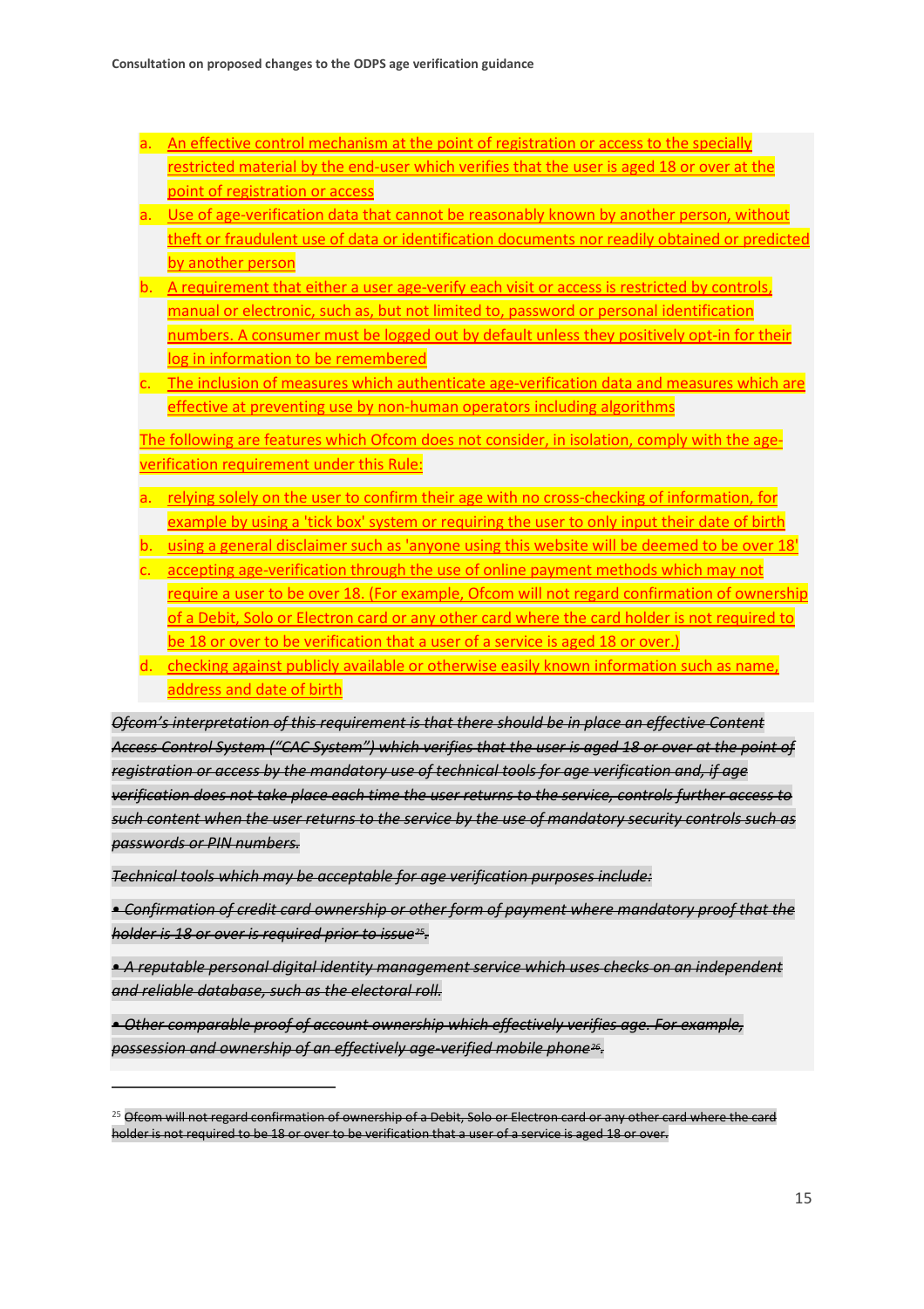a. An effective control mechanism at the point of registration or access to the specially restricted material by the end-user which verifies that the user is aged 18 or over at the point of registration or access

a. Use of age-verification data that cannot be reasonably known by another person, without theft or fraudulent use of data or identification documents nor readily obtained or predicted by another person

b. A requirement that either a user age-verify each visit or access is restricted by controls, manual or electronic, such as, but not limited to, password or personal identification numbers. A consumer must be logged out by default unless they positively opt-in for their log in information to be remembered

c. The inclusion of measures which authenticate age-verification data and measures which are effective at preventing use by non-human operators including algorithms

The following are features which Ofcom does not consider, in isolation, comply with the age-verification requirement under this Rule:

a. relying solely on the user to confirm their age with no cross-checking of information, for example by using a 'tick box' system or requiring the user to only input their date of birth

b. using a general disclaimer such as 'anyone using this website will be deemed to be over 18'

c. accepting age-verification through the use of online payment methods which may not require a user to be over 18. (For example, Ofcom will not regard confirmation of ownership of a Debit, Solo or Electron card or any other card where the card holder is not required to be 18 or over to be verification that a user of a service is aged 18 or over.)

d. checking against publicly available or otherwise easily known information such as name, address and date of birth

~~*Ofcom's interpretation of this requirement is that there should be in place an effective Content Access Control System ("CAC System") which verifies that the user is aged 18 or over at the point of registration or access by the mandatory use of technical tools for age verification and, if age verification does not take place each time the user returns to the service, controls further access to such content when the user returns to the service by the use of mandatory security controls such as passwords or PIN numbers.*~~

~~*Technical tools which may be acceptable for age verification purposes include:*~~

~~*• Confirmation of credit card ownership or other form of payment where mandatory proof that the holder is 18 or over is required prior to issue[25].*~~

~~*• A reputable personal digital identity management service which uses checks on an independent and reliable database, such as the electoral roll.*~~

~~*• Other comparable proof of account ownership which effectively verifies age. For example, possession and ownership of an effectively age-verified mobile phone[26].*~~

[25] ~~Ofcom will not regard confirmation of ownership of a Debit, Solo or Electron card or any other card where the card holder is not required to be 18 or over to be verification that a user of a service is aged 18 or over.~~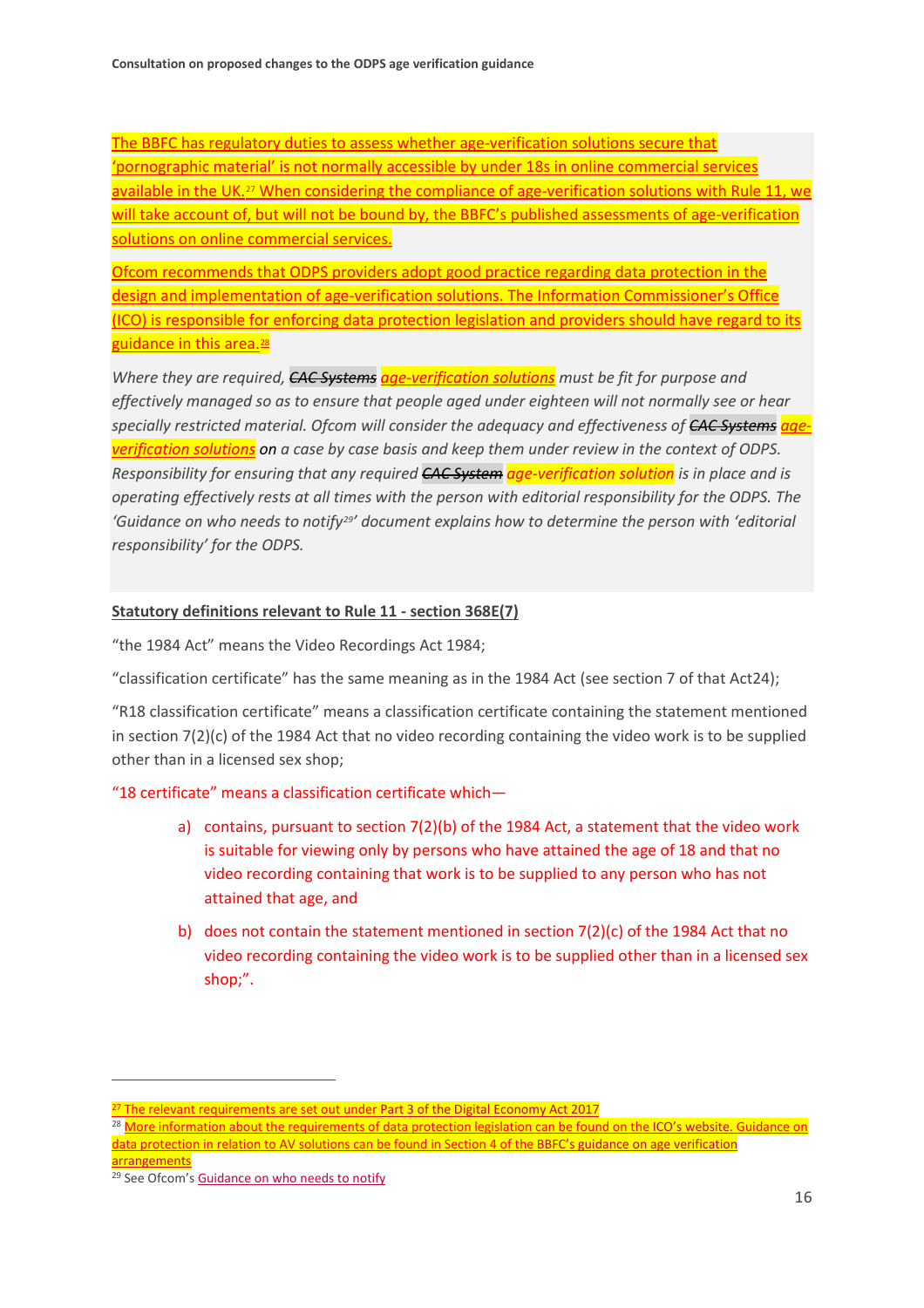The BBFC has regulatory duties to assess whether age-verification solutions secure that 'pornographic material' is not normally accessible by under 18s in online commercial services available in the UK.[27] When considering the compliance of age-verification solutions with Rule 11, we will take account of, but will not be bound by, the BBFC's published assessments of age-verification solutions on online commercial services.

Ofcom recommends that ODPS providers adopt good practice regarding data protection in the design and implementation of age-verification solutions. The Information Commissioner's Office (ICO) is responsible for enforcing data protection legislation and providers should have regard to its guidance in this area.[28]

*Where they are required, ~~CAC Systems~~ age-verification solutions must be fit for purpose and effectively managed so as to ensure that people aged under eighteen will not normally see or hear specially restricted material. Ofcom will consider the adequacy and effectiveness of ~~CAC Systems~~ age-verification solutions on a case by case basis and keep them under review in the context of ODPS. Responsibility for ensuring that any required ~~CAC System~~ age-verification solution is in place and is operating effectively rests at all times with the person with editorial responsibility for the ODPS. The 'Guidance on who needs to notify[29]' document explains how to determine the person with 'editorial responsibility' for the ODPS.*

**Statutory definitions relevant to Rule 11 - section 368E(7)**

"the 1984 Act" means the Video Recordings Act 1984;

"classification certificate" has the same meaning as in the 1984 Act (see section 7 of that Act24);

"R18 classification certificate" means a classification certificate containing the statement mentioned in section 7(2)(c) of the 1984 Act that no video recording containing the video work is to be supplied other than in a licensed sex shop;

"18 certificate" means a classification certificate which—

a) contains, pursuant to section 7(2)(b) of the 1984 Act, a statement that the video work is suitable for viewing only by persons who have attained the age of 18 and that no video recording containing that work is to be supplied to any person who has not attained that age, and

b) does not contain the statement mentioned in section 7(2)(c) of the 1984 Act that no video recording containing the video work is to be supplied other than in a licensed sex shop;".

---

[27] The relevant requirements are set out under Part 3 of the Digital Economy Act 2017

[28] More information about the requirements of data protection legislation can be found on the ICO's website. Guidance on data protection in relation to AV solutions can be found in Section 4 of the BBFC's guidance on age verification arrangements

[29] See Ofcom's Guidance on who needs to notify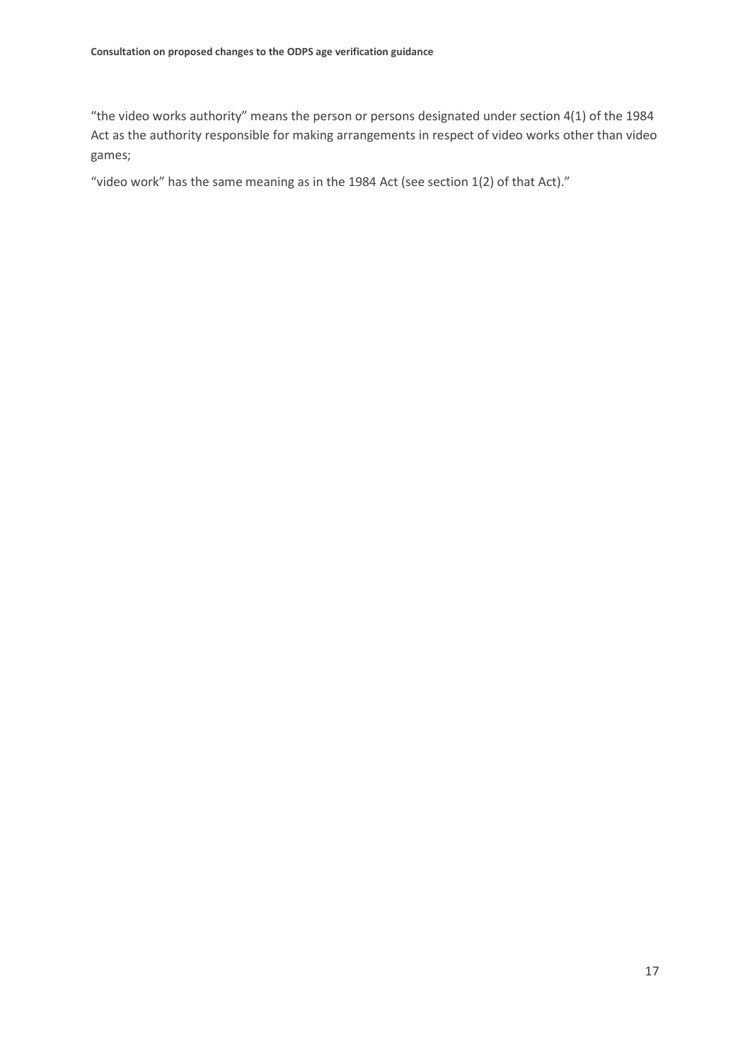"the video works authority" means the person or persons designated under section 4(1) of the 1984 Act as the authority responsible for making arrangements in respect of video works other than video games;

"video work" has the same meaning as in the 1984 Act (see section 1(2) of that Act)."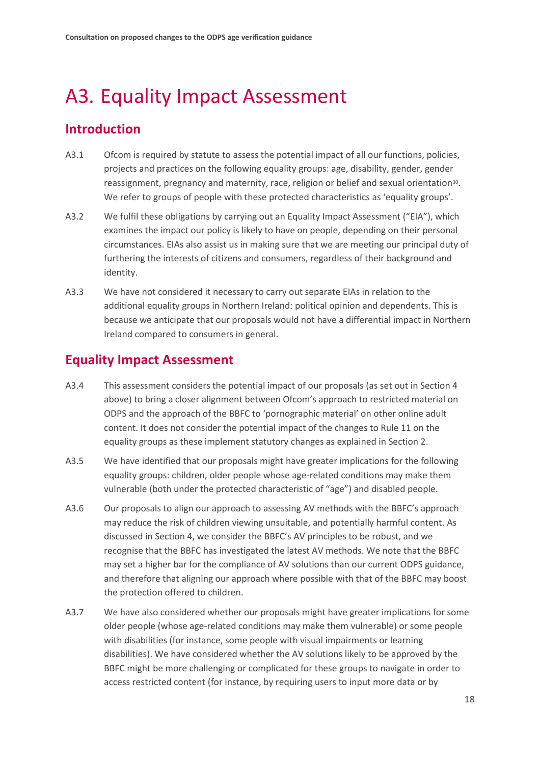# A3. Equality Impact Assessment

## Introduction

A3.1 Ofcom is required by statute to assess the potential impact of all our functions, policies, projects and practices on the following equality groups: age, disability, gender, gender reassignment, pregnancy and maternity, race, religion or belief and sexual orientation[30]. We refer to groups of people with these protected characteristics as 'equality groups'.

A3.2 We fulfil these obligations by carrying out an Equality Impact Assessment ("EIA"), which examines the impact our policy is likely to have on people, depending on their personal circumstances. EIAs also assist us in making sure that we are meeting our principal duty of furthering the interests of citizens and consumers, regardless of their background and identity.

A3.3 We have not considered it necessary to carry out separate EIAs in relation to the additional equality groups in Northern Ireland: political opinion and dependents. This is because we anticipate that our proposals would not have a differential impact in Northern Ireland compared to consumers in general.

## Equality Impact Assessment

A3.4 This assessment considers the potential impact of our proposals (as set out in Section 4 above) to bring a closer alignment between Ofcom's approach to restricted material on ODPS and the approach of the BBFC to 'pornographic material' on other online adult content. It does not consider the potential impact of the changes to Rule 11 on the equality groups as these implement statutory changes as explained in Section 2.

A3.5 We have identified that our proposals might have greater implications for the following equality groups: children, older people whose age-related conditions may make them vulnerable (both under the protected characteristic of "age") and disabled people.

A3.6 Our proposals to align our approach to assessing AV methods with the BBFC's approach may reduce the risk of children viewing unsuitable, and potentially harmful content. As discussed in Section 4, we consider the BBFC's AV principles to be robust, and we recognise that the BBFC has investigated the latest AV methods. We note that the BBFC may set a higher bar for the compliance of AV solutions than our current ODPS guidance, and therefore that aligning our approach where possible with that of the BBFC may boost the protection offered to children.

A3.7 We have also considered whether our proposals might have greater implications for some older people (whose age-related conditions may make them vulnerable) or some people with disabilities (for instance, some people with visual impairments or learning disabilities). We have considered whether the AV solutions likely to be approved by the BBFC might be more challenging or complicated for these groups to navigate in order to access restricted content (for instance, by requiring users to input more data or by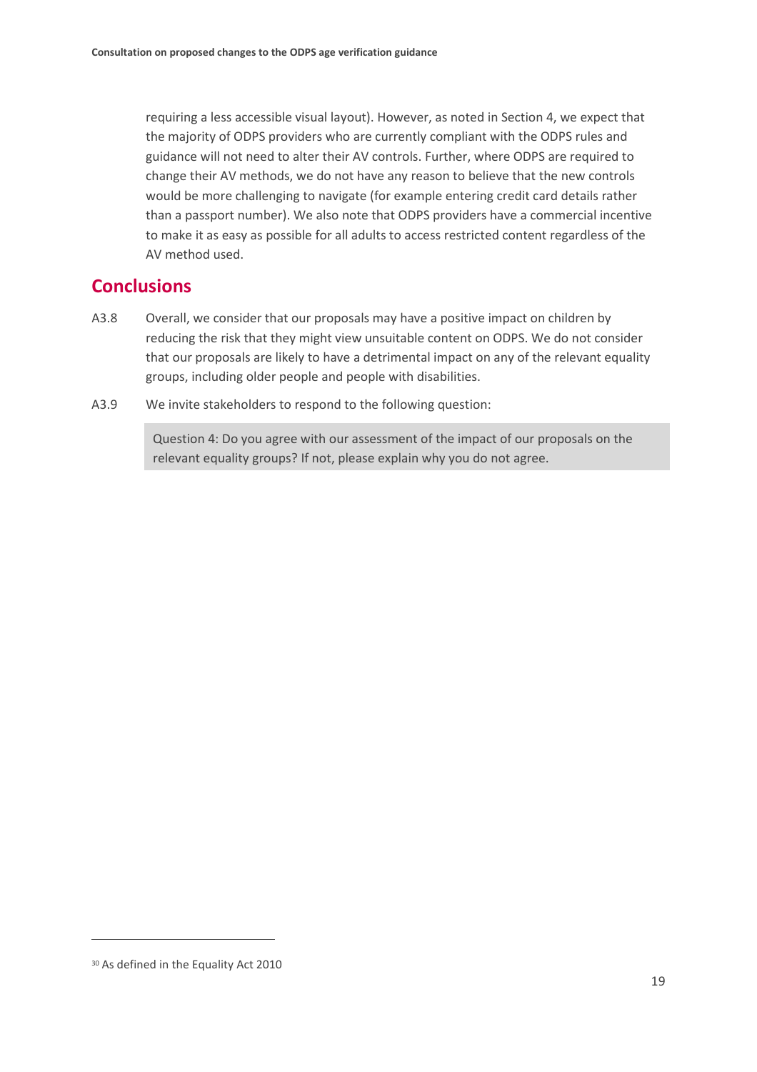requiring a less accessible visual layout). However, as noted in Section 4, we expect that the majority of ODPS providers who are currently compliant with the ODPS rules and guidance will not need to alter their AV controls. Further, where ODPS are required to change their AV methods, we do not have any reason to believe that the new controls would be more challenging to navigate (for example entering credit card details rather than a passport number). We also note that ODPS providers have a commercial incentive to make it as easy as possible for all adults to access restricted content regardless of the AV method used.

## Conclusions

A3.8 Overall, we consider that our proposals may have a positive impact on children by reducing the risk that they might view unsuitable content on ODPS. We do not consider that our proposals are likely to have a detrimental impact on any of the relevant equality groups, including older people and people with disabilities.

A3.9 We invite stakeholders to respond to the following question:

> Question 4: Do you agree with our assessment of the impact of our proposals on the relevant equality groups? If not, please explain why you do not agree.

[30] As defined in the Equality Act 2010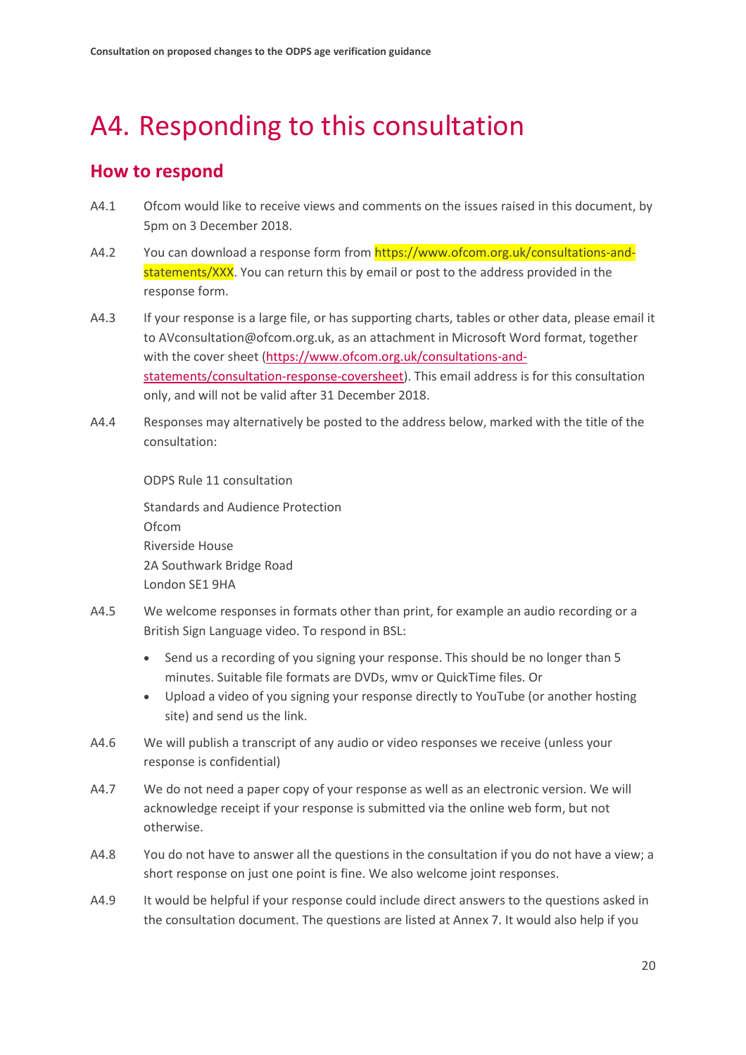# A4. Responding to this consultation

## How to respond

A4.1 Ofcom would like to receive views and comments on the issues raised in this document, by 5pm on 3 December 2018.

A4.2 You can download a response form from https://www.ofcom.org.uk/consultations-and-statements/XXX. You can return this by email or post to the address provided in the response form.

A4.3 If your response is a large file, or has supporting charts, tables or other data, please email it to AVconsultation@ofcom.org.uk, as an attachment in Microsoft Word format, together with the cover sheet (https://www.ofcom.org.uk/consultations-and-statements/consultation-response-coversheet). This email address is for this consultation only, and will not be valid after 31 December 2018.

A4.4 Responses may alternatively be posted to the address below, marked with the title of the consultation:

ODPS Rule 11 consultation

Standards and Audience Protection
Ofcom
Riverside House
2A Southwark Bridge Road
London SE1 9HA

A4.5 We welcome responses in formats other than print, for example an audio recording or a British Sign Language video. To respond in BSL:

- Send us a recording of you signing your response. This should be no longer than 5 minutes. Suitable file formats are DVDs, wmv or QuickTime files. Or
- Upload a video of you signing your response directly to YouTube (or another hosting site) and send us the link.

A4.6 We will publish a transcript of any audio or video responses we receive (unless your response is confidential)

A4.7 We do not need a paper copy of your response as well as an electronic version. We will acknowledge receipt if your response is submitted via the online web form, but not otherwise.

A4.8 You do not have to answer all the questions in the consultation if you do not have a view; a short response on just one point is fine. We also welcome joint responses.

A4.9 It would be helpful if your response could include direct answers to the questions asked in the consultation document. The questions are listed at Annex 7. It would also help if you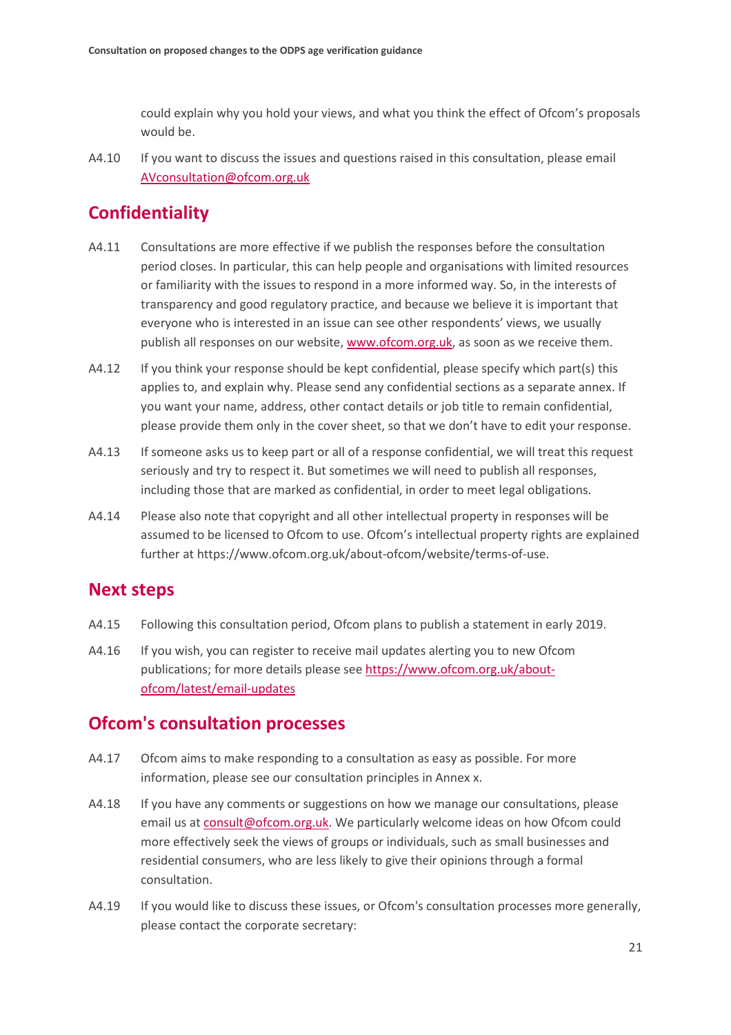could explain why you hold your views, and what you think the effect of Ofcom's proposals would be.

A4.10 If you want to discuss the issues and questions raised in this consultation, please email AVconsultation@ofcom.org.uk

## Confidentiality

A4.11 Consultations are more effective if we publish the responses before the consultation period closes. In particular, this can help people and organisations with limited resources or familiarity with the issues to respond in a more informed way. So, in the interests of transparency and good regulatory practice, and because we believe it is important that everyone who is interested in an issue can see other respondents' views, we usually publish all responses on our website, www.ofcom.org.uk, as soon as we receive them.

A4.12 If you think your response should be kept confidential, please specify which part(s) this applies to, and explain why. Please send any confidential sections as a separate annex. If you want your name, address, other contact details or job title to remain confidential, please provide them only in the cover sheet, so that we don't have to edit your response.

A4.13 If someone asks us to keep part or all of a response confidential, we will treat this request seriously and try to respect it. But sometimes we will need to publish all responses, including those that are marked as confidential, in order to meet legal obligations.

A4.14 Please also note that copyright and all other intellectual property in responses will be assumed to be licensed to Ofcom to use. Ofcom's intellectual property rights are explained further at https://www.ofcom.org.uk/about-ofcom/website/terms-of-use.

## Next steps

A4.15 Following this consultation period, Ofcom plans to publish a statement in early 2019.

A4.16 If you wish, you can register to receive mail updates alerting you to new Ofcom publications; for more details please see https://www.ofcom.org.uk/about-ofcom/latest/email-updates

## Ofcom's consultation processes

A4.17 Ofcom aims to make responding to a consultation as easy as possible. For more information, please see our consultation principles in Annex x.

A4.18 If you have any comments or suggestions on how we manage our consultations, please email us at consult@ofcom.org.uk. We particularly welcome ideas on how Ofcom could more effectively seek the views of groups or individuals, such as small businesses and residential consumers, who are less likely to give their opinions through a formal consultation.

A4.19 If you would like to discuss these issues, or Ofcom's consultation processes more generally, please contact the corporate secretary: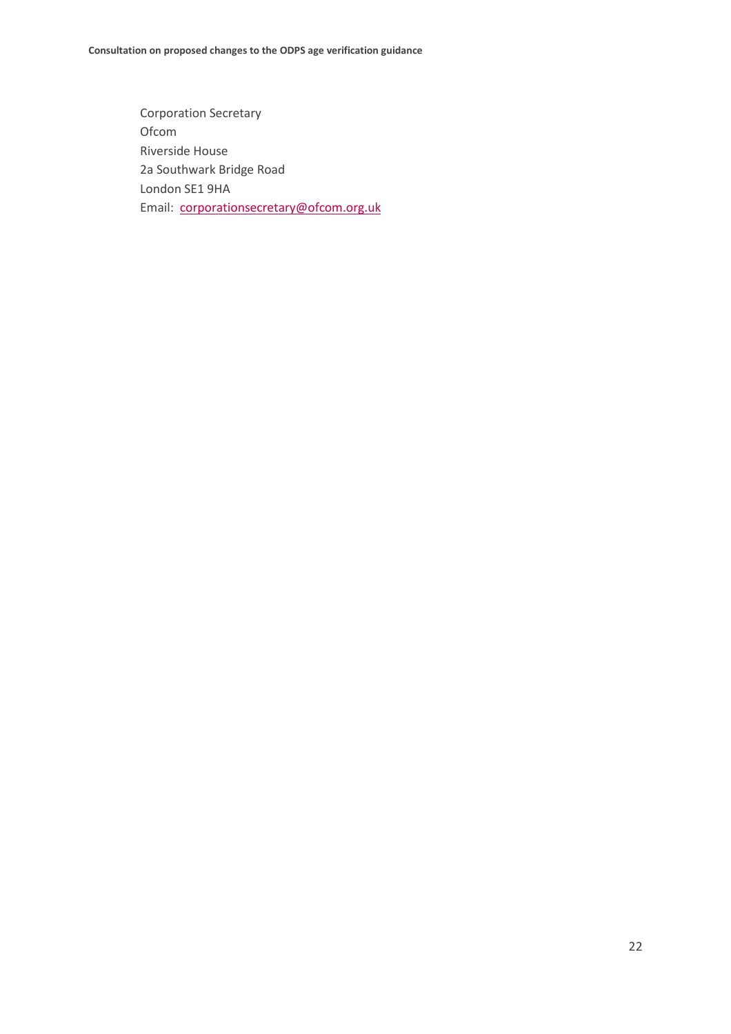Corporation Secretary
Ofcom
Riverside House
2a Southwark Bridge Road
London SE1 9HA
Email: corporationsecretary@ofcom.org.uk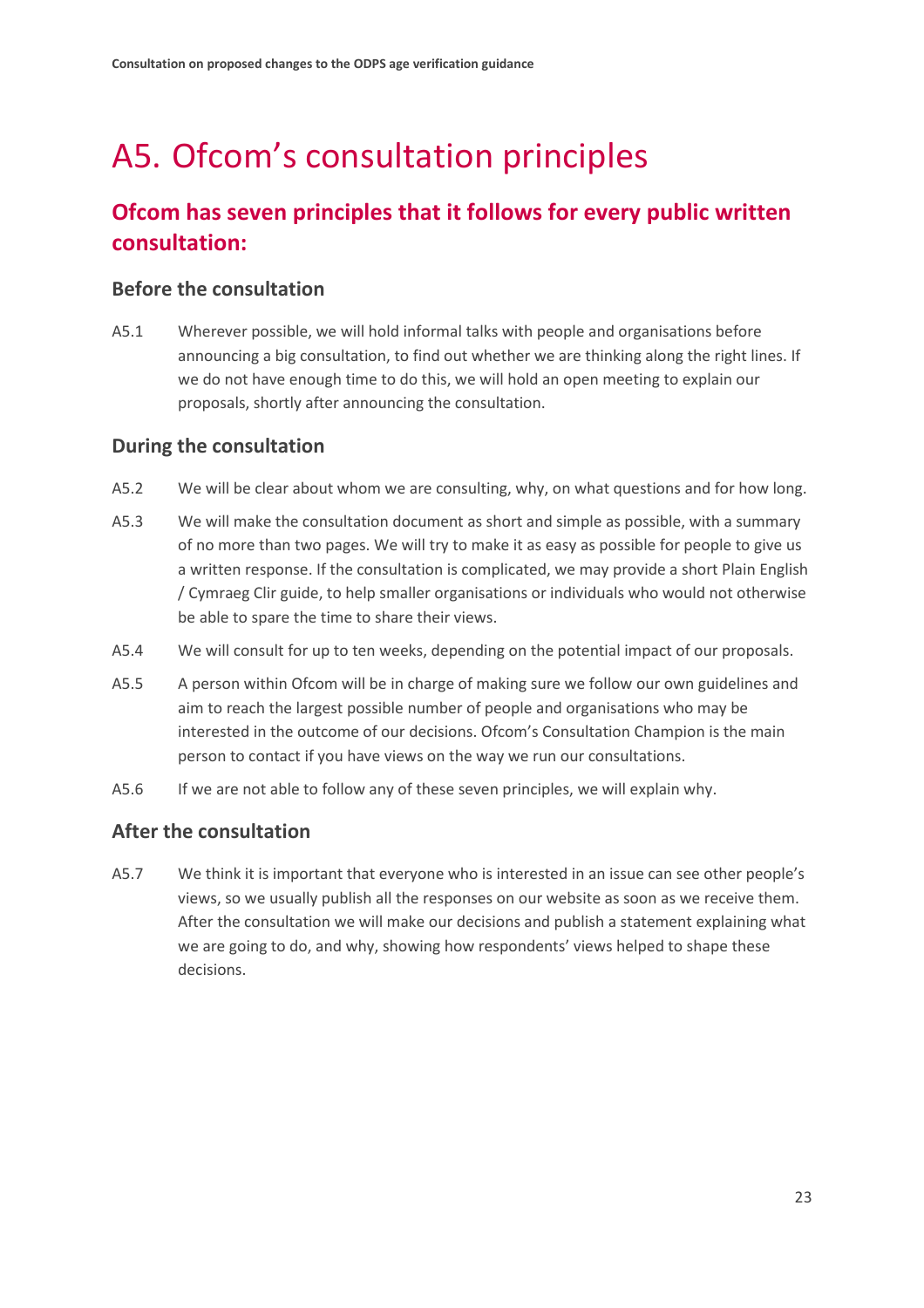# A5. Ofcom's consultation principles

## Ofcom has seven principles that it follows for every public written consultation:

### Before the consultation

A5.1 Wherever possible, we will hold informal talks with people and organisations before announcing a big consultation, to find out whether we are thinking along the right lines. If we do not have enough time to do this, we will hold an open meeting to explain our proposals, shortly after announcing the consultation.

### During the consultation

A5.2 We will be clear about whom we are consulting, why, on what questions and for how long.

A5.3 We will make the consultation document as short and simple as possible, with a summary of no more than two pages. We will try to make it as easy as possible for people to give us a written response. If the consultation is complicated, we may provide a short Plain English / Cymraeg Clir guide, to help smaller organisations or individuals who would not otherwise be able to spare the time to share their views.

A5.4 We will consult for up to ten weeks, depending on the potential impact of our proposals.

A5.5 A person within Ofcom will be in charge of making sure we follow our own guidelines and aim to reach the largest possible number of people and organisations who may be interested in the outcome of our decisions. Ofcom's Consultation Champion is the main person to contact if you have views on the way we run our consultations.

A5.6 If we are not able to follow any of these seven principles, we will explain why.

### After the consultation

A5.7 We think it is important that everyone who is interested in an issue can see other people's views, so we usually publish all the responses on our website as soon as we receive them. After the consultation we will make our decisions and publish a statement explaining what we are going to do, and why, showing how respondents' views helped to shape these decisions.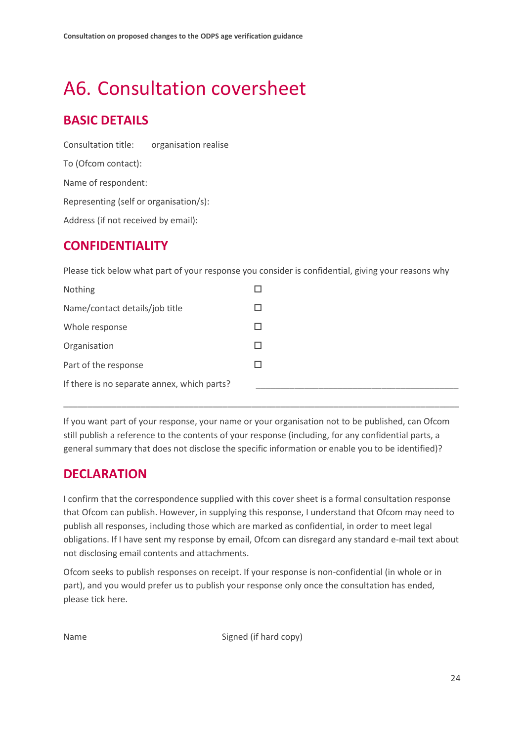# A6. Consultation coversheet

## BASIC DETAILS

Consultation title: organisation realise

To (Ofcom contact):

Name of respondent:

Representing (self or organisation/s):

Address (if not received by email):

## CONFIDENTIALITY

Please tick below what part of your response you consider is confidential, giving your reasons why

| | |
|---|---|
| Nothing | ☐ |
| Name/contact details/job title | ☐ |
| Whole response | ☐ |
| Organisation | ☐ |
| Part of the response | ☐ |
| If there is no separate annex, which parts? | ____________________________________________ |

_____________________________________________________________________________________

If you want part of your response, your name or your organisation not to be published, can Ofcom still publish a reference to the contents of your response (including, for any confidential parts, a general summary that does not disclose the specific information or enable you to be identified)?

## DECLARATION

I confirm that the correspondence supplied with this cover sheet is a formal consultation response that Ofcom can publish. However, in supplying this response, I understand that Ofcom may need to publish all responses, including those which are marked as confidential, in order to meet legal obligations. If I have sent my response by email, Ofcom can disregard any standard e-mail text about not disclosing email contents and attachments.

Ofcom seeks to publish responses on receipt. If your response is non-confidential (in whole or in part), and you would prefer us to publish your response only once the consultation has ended, please tick here.

Name Signed (if hard copy)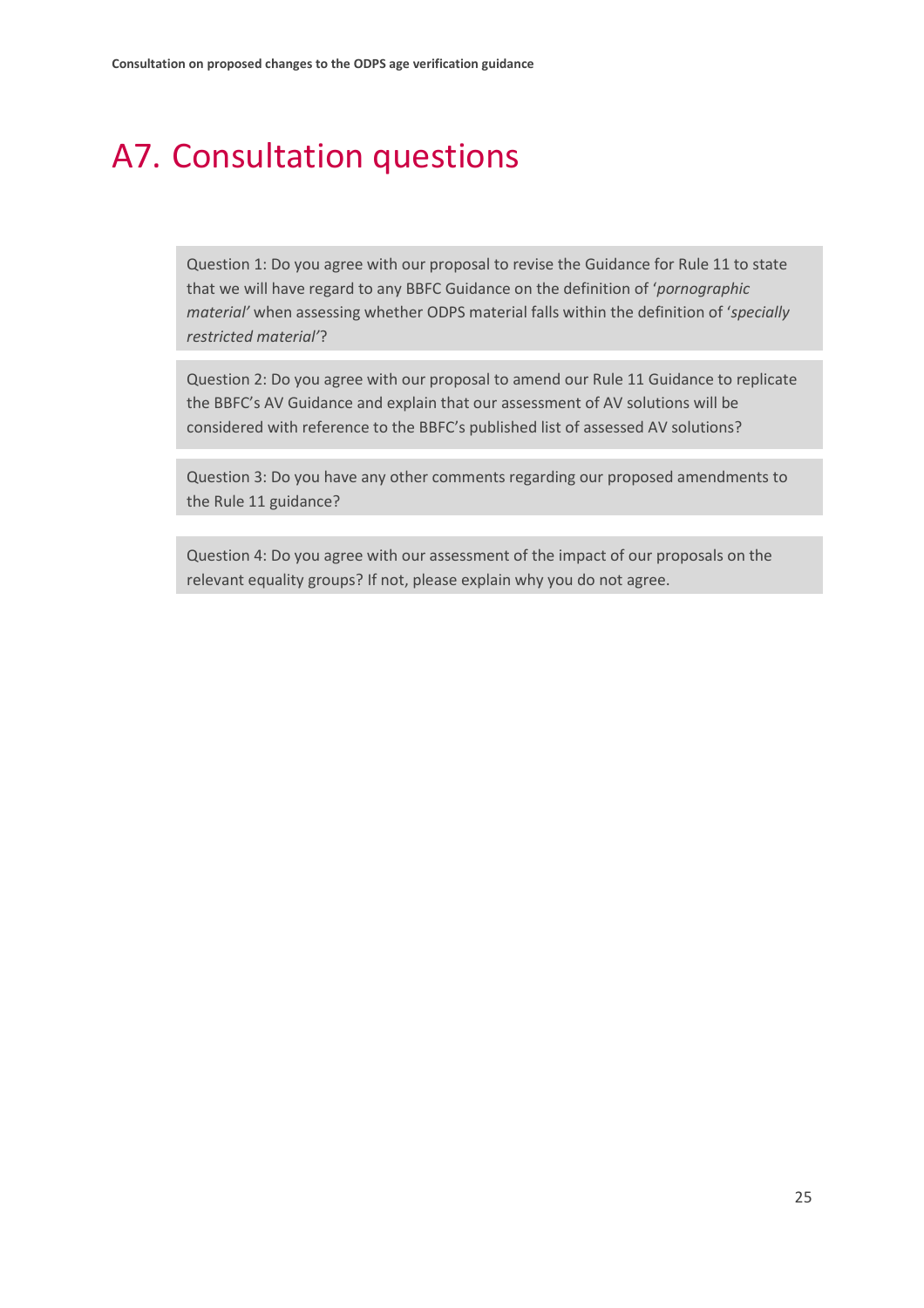# A7. Consultation questions

Question 1: Do you agree with our proposal to revise the Guidance for Rule 11 to state that we will have regard to any BBFC Guidance on the definition of '*pornographic material*' when assessing whether ODPS material falls within the definition of '*specially restricted material*'?

Question 2: Do you agree with our proposal to amend our Rule 11 Guidance to replicate the BBFC's AV Guidance and explain that our assessment of AV solutions will be considered with reference to the BBFC's published list of assessed AV solutions?

Question 3: Do you have any other comments regarding our proposed amendments to the Rule 11 guidance?

Question 4: Do you agree with our assessment of the impact of our proposals on the relevant equality groups? If not, please explain why you do not agree.